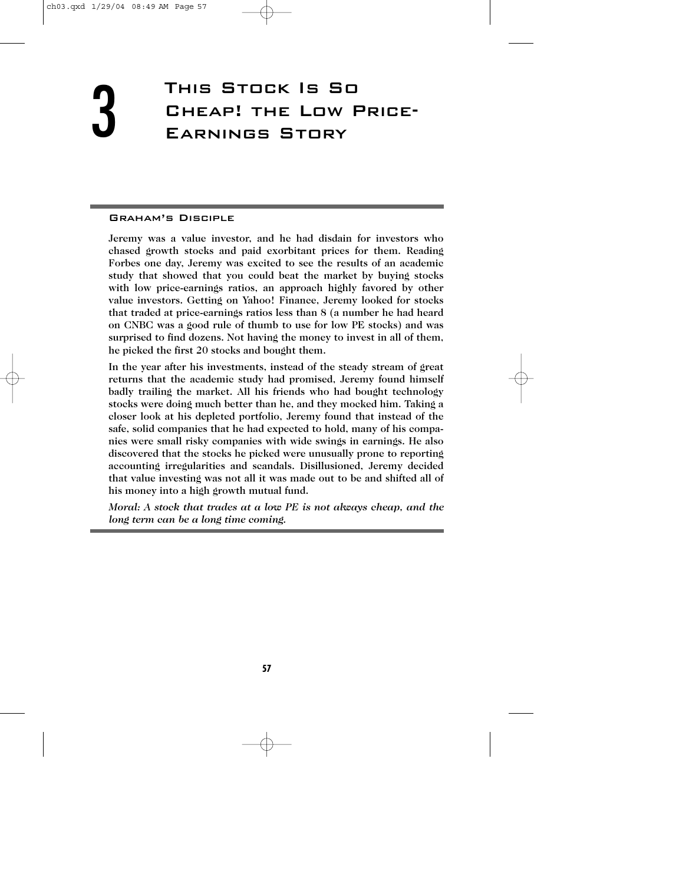# 3 This Stock Is So Cheap! the Low Price-Earnings Story

## Graham's Disciple

**Jeremy was a value investor, and he had disdain for investors who chased growth stocks and paid exorbitant prices for them. Reading Forbes one day, Jeremy was excited to see the results of an academic study that showed that you could beat the market by buying stocks with low price-earnings ratios, an approach highly favored by other value investors. Getting on Yahoo! Finance, Jeremy looked for stocks that traded at price-earnings ratios less than 8 (a number he had heard on CNBC was a good rule of thumb to use for low PE stocks) and was surprised to find dozens. Not having the money to invest in all of them, he picked the first 20 stocks and bought them.**

**In the year after his investments, instead of the steady stream of great returns that the academic study had promised, Jeremy found himself badly trailing the market. All his friends who had bought technology stocks were doing much better than he, and they mocked him. Taking a closer look at his depleted portfolio, Jeremy found that instead of the safe, solid companies that he had expected to hold, many of his companies were small risky companies with wide swings in earnings. He also discovered that the stocks he picked were unusually prone to reporting accounting irregularities and scandals. Disillusioned, Jeremy decided that value investing was not all it was made out to be and shifted all of his money into a high growth mutual fund.**

***Moral: A stock that trades at a low PE is not always cheap, and the long term can be a long time coming.***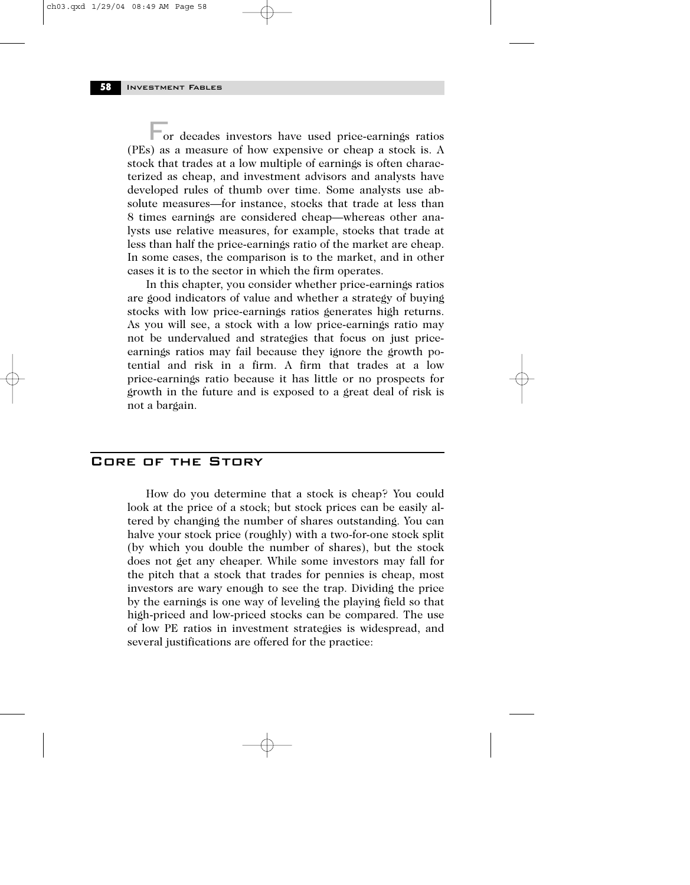For decades investors have used price-earnings ratios (PEs) as a measure of how expensive or cheap a stock is. A stock that trades at a low multiple of earnings is often characterized as cheap, and investment advisors and analysts have developed rules of thumb over time. Some analysts use absolute measures—for instance, stocks that trade at less than 8 times earnings are considered cheap—whereas other analysts use relative measures, for example, stocks that trade at less than half the price-earnings ratio of the market are cheap. In some cases, the comparison is to the market, and in other cases it is to the sector in which the firm operates.

In this chapter, you consider whether price-earnings ratios are good indicators of value and whether a strategy of buying stocks with low price-earnings ratios generates high returns. As you will see, a stock with a low price-earnings ratio may not be undervalued and strategies that focus on just price-earnings ratios may fail because they ignore the growth potential and risk in a firm. A firm that trades at a low price-earnings ratio because it has little or no prospects for growth in the future and is exposed to a great deal of risk is not a bargain.

## Core of the Story

How do you determine that a stock is cheap? You could look at the price of a stock; but stock prices can be easily altered by changing the number of shares outstanding. You can halve your stock price (roughly) with a two-for-one stock split (by which you double the number of shares), but the stock does not get any cheaper. While some investors may fall for the pitch that a stock that trades for pennies is cheap, most investors are wary enough to see the trap. Dividing the price by the earnings is one way of leveling the playing field so that high-priced and low-priced stocks can be compared. The use of low PE ratios in investment strategies is widespread, and several justifications are offered for the practice: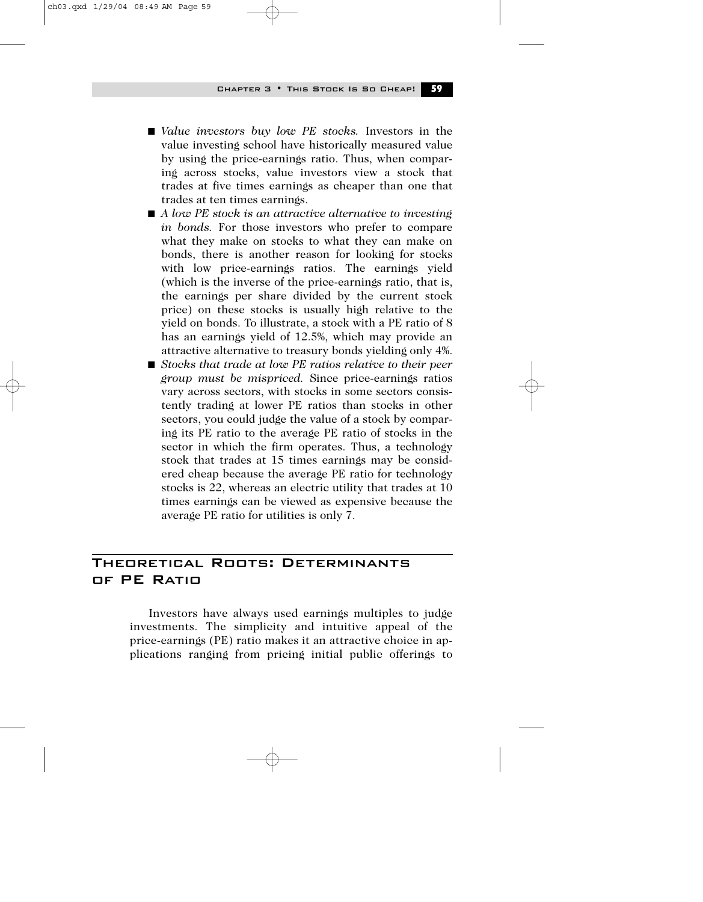- *Value investors buy low PE stocks.* Investors in the value investing school have historically measured value by using the price-earnings ratio. Thus, when comparing across stocks, value investors view a stock that trades at five times earnings as cheaper than one that trades at ten times earnings.
- *A low PE stock is an attractive alternative to investing in bonds.* For those investors who prefer to compare what they make on stocks to what they can make on bonds, there is another reason for looking for stocks with low price-earnings ratios. The earnings yield (which is the inverse of the price-earnings ratio, that is, the earnings per share divided by the current stock price) on these stocks is usually high relative to the yield on bonds. To illustrate, a stock with a PE ratio of 8 has an earnings yield of 12.5%, which may provide an attractive alternative to treasury bonds yielding only 4%.
- *Stocks that trade at low PE ratios relative to their peer group must be mispriced.* Since price-earnings ratios vary across sectors, with stocks in some sectors consistently trading at lower PE ratios than stocks in other sectors, you could judge the value of a stock by comparing its PE ratio to the average PE ratio of stocks in the sector in which the firm operates. Thus, a technology stock that trades at 15 times earnings may be considered cheap because the average PE ratio for technology stocks is 22, whereas an electric utility that trades at 10 times earnings can be viewed as expensive because the average PE ratio for utilities is only 7.

## Theoretical Roots: Determinants of PE Ratio

Investors have always used earnings multiples to judge investments. The simplicity and intuitive appeal of the price-earnings (PE) ratio makes it an attractive choice in applications ranging from pricing initial public offerings to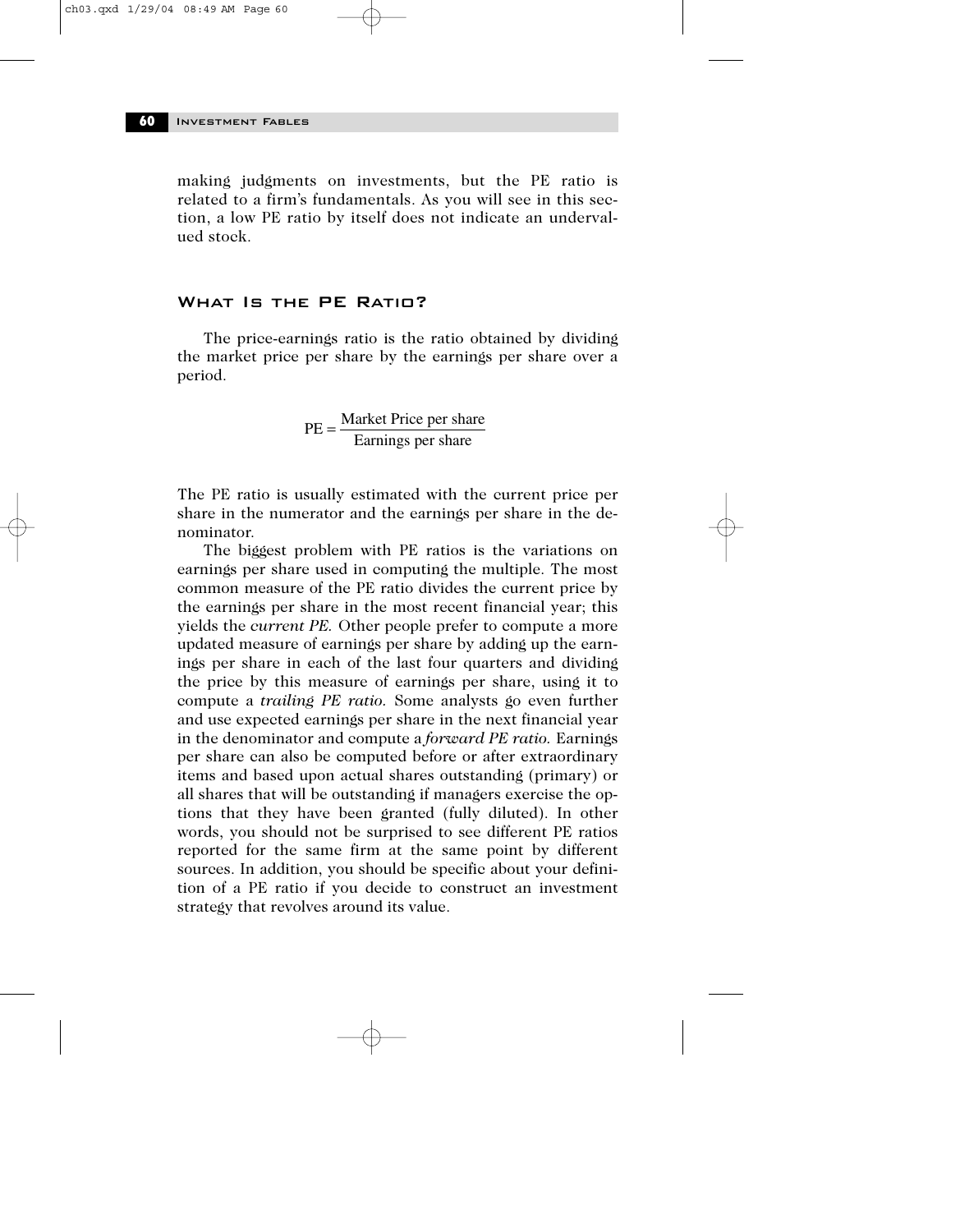making judgments on investments, but the PE ratio is related to a firm's fundamentals. As you will see in this section, a low PE ratio by itself does not indicate an undervalued stock.

## What Is the PE Ratio?

The price-earnings ratio is the ratio obtained by dividing the market price per share by the earnings per share over a period.

$$PE = \frac{\text{Market Price per share}}{\text{Earnings per share}}$$

The PE ratio is usually estimated with the current price per share in the numerator and the earnings per share in the denominator.

The biggest problem with PE ratios is the variations on earnings per share used in computing the multiple. The most common measure of the PE ratio divides the current price by the earnings per share in the most recent financial year; this yields the *current PE.* Other people prefer to compute a more updated measure of earnings per share by adding up the earnings per share in each of the last four quarters and dividing the price by this measure of earnings per share, using it to compute a *trailing PE ratio.* Some analysts go even further and use expected earnings per share in the next financial year in the denominator and compute a *forward PE ratio.* Earnings per share can also be computed before or after extraordinary items and based upon actual shares outstanding (primary) or all shares that will be outstanding if managers exercise the options that they have been granted (fully diluted). In other words, you should not be surprised to see different PE ratios reported for the same firm at the same point by different sources. In addition, you should be specific about your definition of a PE ratio if you decide to construct an investment strategy that revolves around its value.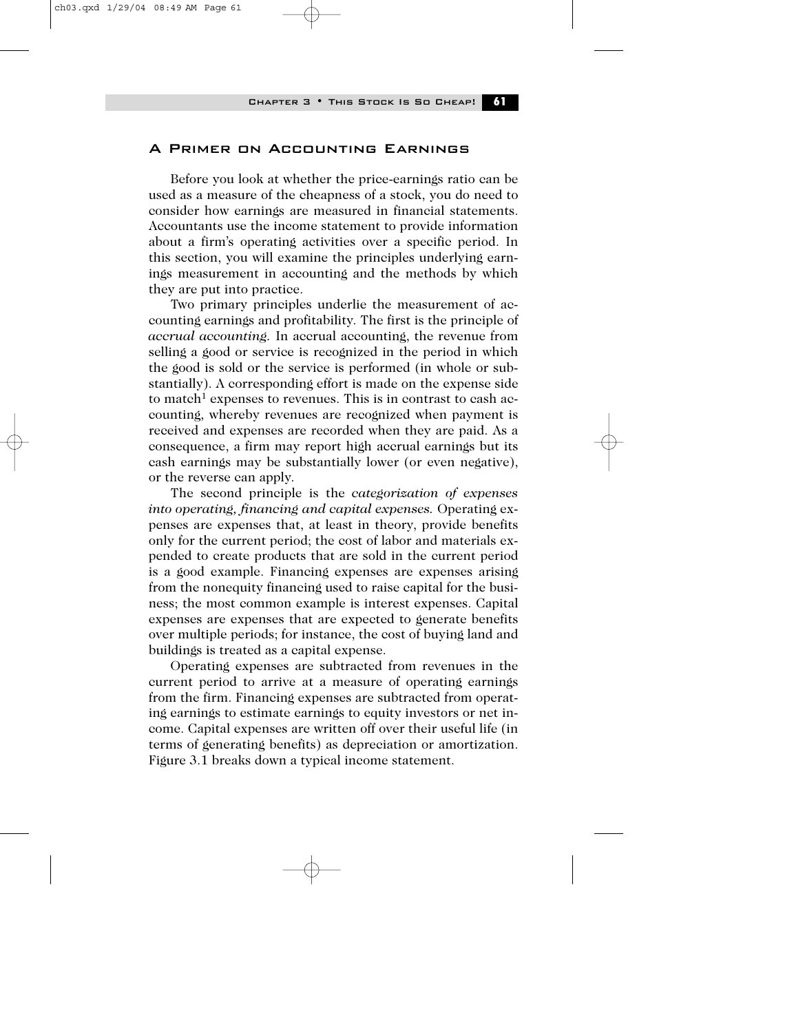## A Primer on Accounting Earnings

Before you look at whether the price-earnings ratio can be used as a measure of the cheapness of a stock, you do need to consider how earnings are measured in financial statements. Accountants use the income statement to provide information about a firm's operating activities over a specific period. In this section, you will examine the principles underlying earnings measurement in accounting and the methods by which they are put into practice.

Two primary principles underlie the measurement of accounting earnings and profitability. The first is the principle of *accrual accounting*. In accrual accounting, the revenue from selling a good or service is recognized in the period in which the good is sold or the service is performed (in whole or substantially). A corresponding effort is made on the expense side to match[1] expenses to revenues. This is in contrast to cash accounting, whereby revenues are recognized when payment is received and expenses are recorded when they are paid. As a consequence, a firm may report high accrual earnings but its cash earnings may be substantially lower (or even negative), or the reverse can apply.

The second principle is the *categorization of expenses into operating, financing and capital expenses*. Operating expenses are expenses that, at least in theory, provide benefits only for the current period; the cost of labor and materials expended to create products that are sold in the current period is a good example. Financing expenses are expenses arising from the nonequity financing used to raise capital for the business; the most common example is interest expenses. Capital expenses are expenses that are expected to generate benefits over multiple periods; for instance, the cost of buying land and buildings is treated as a capital expense.

Operating expenses are subtracted from revenues in the current period to arrive at a measure of operating earnings from the firm. Financing expenses are subtracted from operating earnings to estimate earnings to equity investors or net income. Capital expenses are written off over their useful life (in terms of generating benefits) as depreciation or amortization. Figure 3.1 breaks down a typical income statement.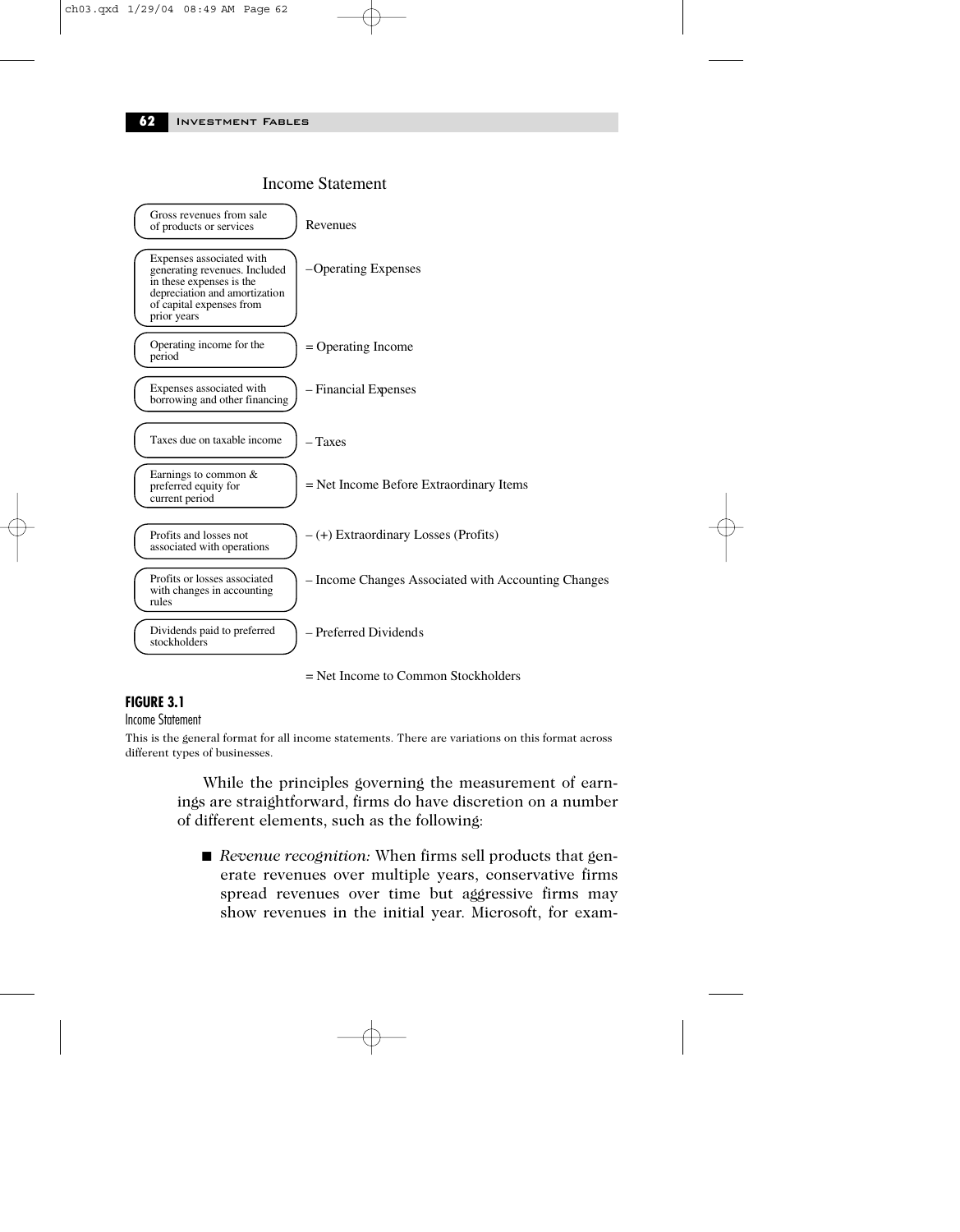## Income Statement

| Description | Item |
|---|---|
| Gross revenues from sale of products or services | Revenues |
| Expenses associated with generating revenues. Included in these expenses is the depreciation and amortization of capital expenses from prior years | – Operating Expenses |
| Operating income for the period | = Operating Income |
| Expenses associated with borrowing and other financing | – Financial Expenses |
| Taxes due on taxable income | – Taxes |
| Earnings to common & preferred equity for current period | = Net Income Before Extraordinary Items |
| Profits and losses not associated with operations | – (+) Extraordinary Losses (Profits) |
| Profits or losses associated with changes in accounting rules | – Income Changes Associated with Accounting Changes |
| Dividends paid to preferred stockholders | – Preferred Dividends |
| | = Net Income to Common Stockholders |

**FIGURE 3.1**

Income Statement

This is the general format for all income statements. There are variations on this format across different types of businesses.

While the principles governing the measurement of earnings are straightforward, firms do have discretion on a number of different elements, such as the following:

- *Revenue recognition:* When firms sell products that generate revenues over multiple years, conservative firms spread revenues over time but aggressive firms may show revenues in the initial year. Microsoft, for exam-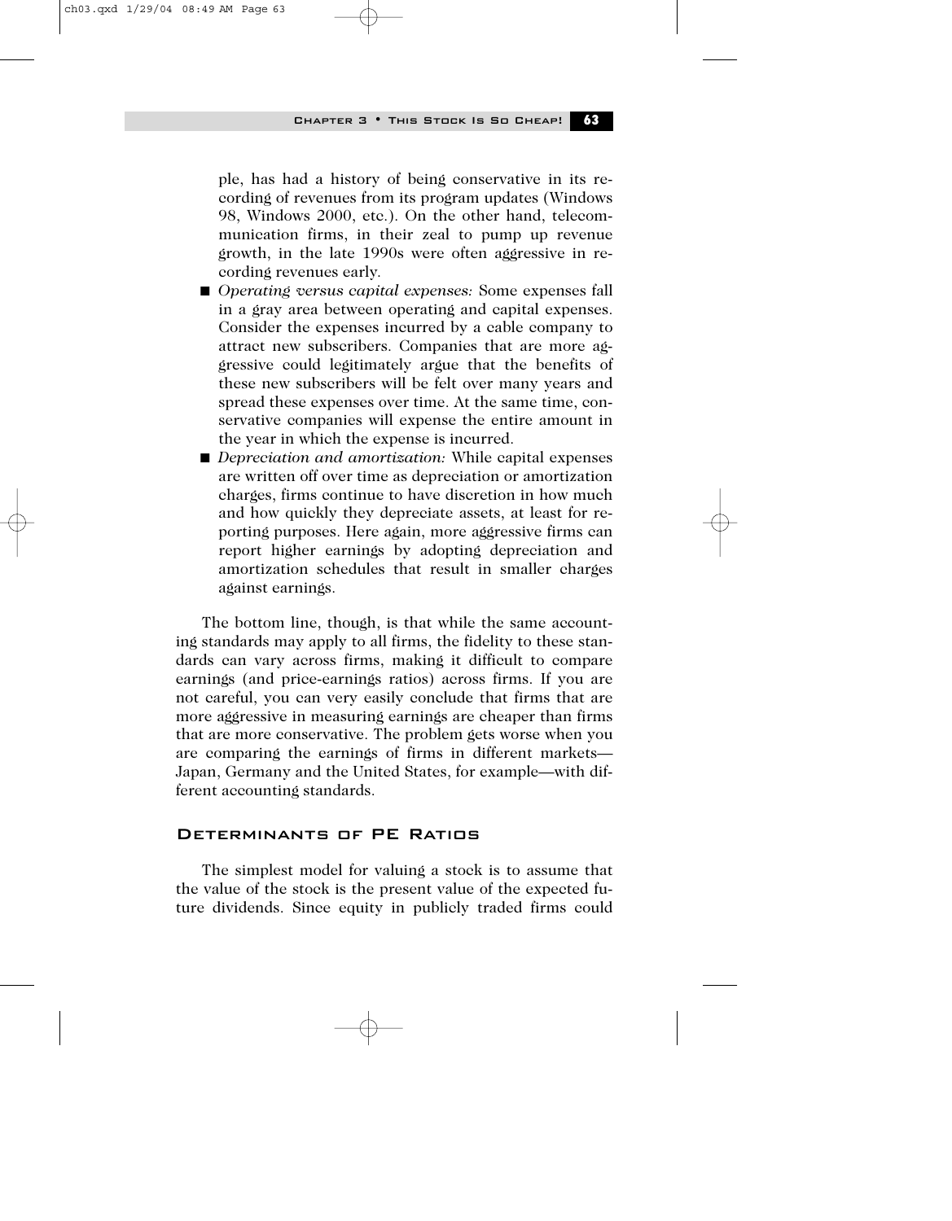ple, has had a history of being conservative in its recording of revenues from its program updates (Windows 98, Windows 2000, etc.). On the other hand, telecommunication firms, in their zeal to pump up revenue growth, in the late 1990s were often aggressive in recording revenues early.

- *Operating versus capital expenses:* Some expenses fall in a gray area between operating and capital expenses. Consider the expenses incurred by a cable company to attract new subscribers. Companies that are more aggressive could legitimately argue that the benefits of these new subscribers will be felt over many years and spread these expenses over time. At the same time, conservative companies will expense the entire amount in the year in which the expense is incurred.
- *Depreciation and amortization:* While capital expenses are written off over time as depreciation or amortization charges, firms continue to have discretion in how much and how quickly they depreciate assets, at least for reporting purposes. Here again, more aggressive firms can report higher earnings by adopting depreciation and amortization schedules that result in smaller charges against earnings.

The bottom line, though, is that while the same accounting standards may apply to all firms, the fidelity to these standards can vary across firms, making it difficult to compare earnings (and price-earnings ratios) across firms. If you are not careful, you can very easily conclude that firms that are more aggressive in measuring earnings are cheaper than firms that are more conservative. The problem gets worse when you are comparing the earnings of firms in different markets—Japan, Germany and the United States, for example—with different accounting standards.

## Determinants of PE Ratios

The simplest model for valuing a stock is to assume that the value of the stock is the present value of the expected future dividends. Since equity in publicly traded firms could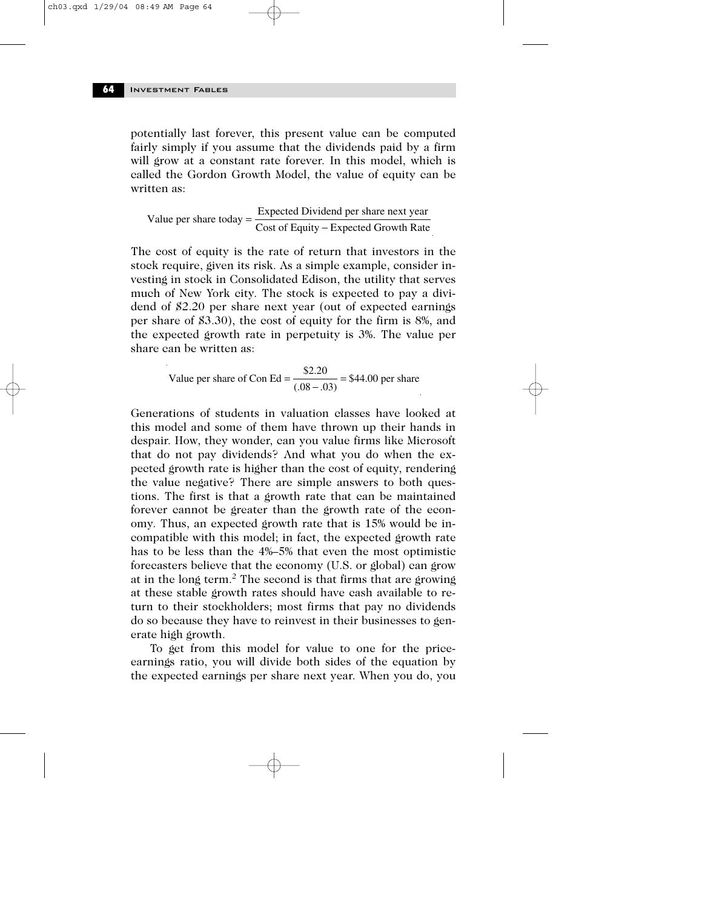potentially last forever, this present value can be computed fairly simply if you assume that the dividends paid by a firm will grow at a constant rate forever. In this model, which is called the Gordon Growth Model, the value of equity can be written as:

$$\text{Value per share today} = \frac{\text{Expected Dividend per share next year}}{\text{Cost of Equity} - \text{Expected Growth Rate}}$$

The cost of equity is the rate of return that investors in the stock require, given its risk. As a simple example, consider investing in stock in Consolidated Edison, the utility that serves much of New York city. The stock is expected to pay a dividend of $2.20 per share next year (out of expected earnings per share of $3.30), the cost of equity for the firm is 8%, and the expected growth rate in perpetuity is 3%. The value per share can be written as:

$$\text{Value per share of Con Ed} = \frac{\$2.20}{(.08 - .03)} = \$44.00 \text{ per share}$$

Generations of students in valuation classes have looked at this model and some of them have thrown up their hands in despair. How, they wonder, can you value firms like Microsoft that do not pay dividends? And what you do when the expected growth rate is higher than the cost of equity, rendering the value negative? There are simple answers to both questions. The first is that a growth rate that can be maintained forever cannot be greater than the growth rate of the economy. Thus, an expected growth rate that is 15% would be incompatible with this model; in fact, the expected growth rate has to be less than the 4%–5% that even the most optimistic forecasters believe that the economy (U.S. or global) can grow at in the long term.[2] The second is that firms that are growing at these stable growth rates should have cash available to return to their stockholders; most firms that pay no dividends do so because they have to reinvest in their businesses to generate high growth.

To get from this model for value to one for the price-earnings ratio, you will divide both sides of the equation by the expected earnings per share next year. When you do, you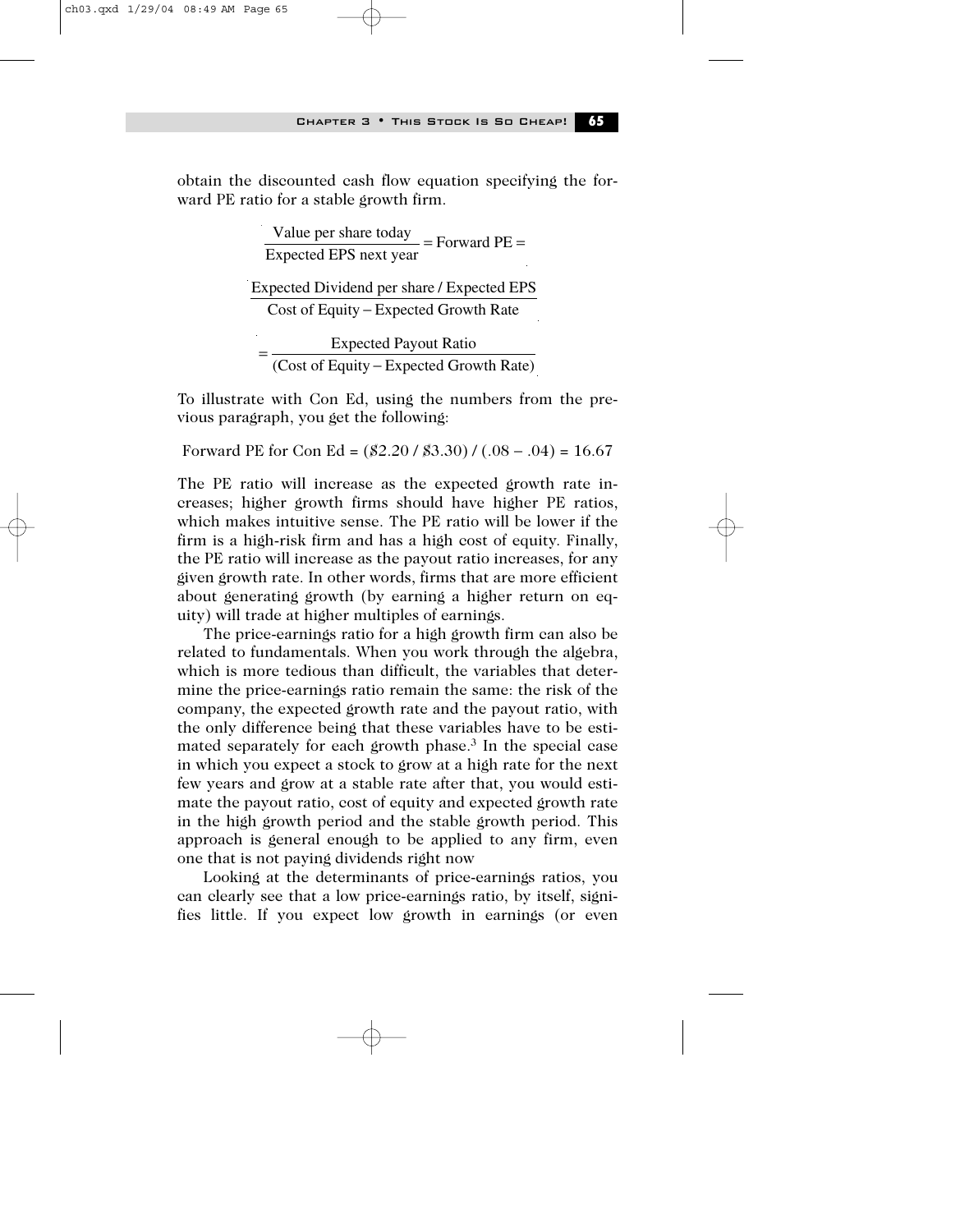obtain the discounted cash flow equation specifying the forward PE ratio for a stable growth firm.

$$\frac{\text{Value per share today}}{\text{Expected EPS next year}} = \text{Forward PE} =$$

$$\frac{\text{Expected Dividend per share / Expected EPS}}{\text{Cost of Equity} - \text{Expected Growth Rate}}$$

$$= \frac{\text{Expected Payout Ratio}}{(\text{Cost of Equity} - \text{Expected Growth Rate})}$$

To illustrate with Con Ed, using the numbers from the previous paragraph, you get the following:

Forward PE for Con Ed = ($2.20 / $3.30) / (.08 – .04) = 16.67

The PE ratio will increase as the expected growth rate increases; higher growth firms should have higher PE ratios, which makes intuitive sense. The PE ratio will be lower if the firm is a high-risk firm and has a high cost of equity. Finally, the PE ratio will increase as the payout ratio increases, for any given growth rate. In other words, firms that are more efficient about generating growth (by earning a higher return on equity) will trade at higher multiples of earnings.

The price-earnings ratio for a high growth firm can also be related to fundamentals. When you work through the algebra, which is more tedious than difficult, the variables that determine the price-earnings ratio remain the same: the risk of the company, the expected growth rate and the payout ratio, with the only difference being that these variables have to be estimated separately for each growth phase.[3] In the special case in which you expect a stock to grow at a high rate for the next few years and grow at a stable rate after that, you would estimate the payout ratio, cost of equity and expected growth rate in the high growth period and the stable growth period. This approach is general enough to be applied to any firm, even one that is not paying dividends right now

Looking at the determinants of price-earnings ratios, you can clearly see that a low price-earnings ratio, by itself, signifies little. If you expect low growth in earnings (or even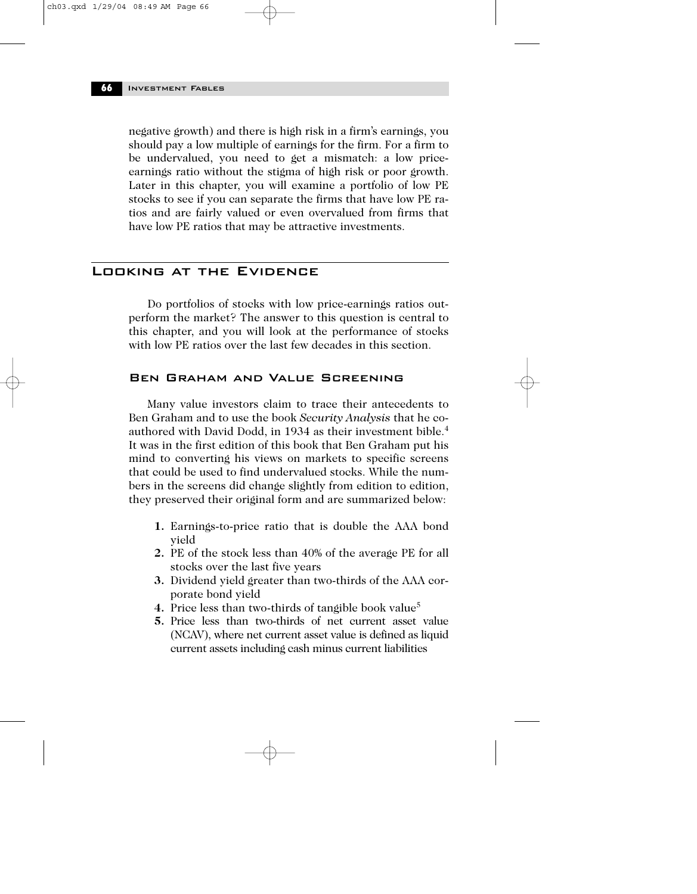negative growth) and there is high risk in a firm's earnings, you should pay a low multiple of earnings for the firm. For a firm to be undervalued, you need to get a mismatch: a low price-earnings ratio without the stigma of high risk or poor growth. Later in this chapter, you will examine a portfolio of low PE stocks to see if you can separate the firms that have low PE ratios and are fairly valued or even overvalued from firms that have low PE ratios that may be attractive investments.

## Looking at the Evidence

Do portfolios of stocks with low price-earnings ratios outperform the market? The answer to this question is central to this chapter, and you will look at the performance of stocks with low PE ratios over the last few decades in this section.

### Ben Graham and Value Screening

Many value investors claim to trace their antecedents to Ben Graham and to use the book *Security Analysis* that he coauthored with David Dodd, in 1934 as their investment bible.[4] It was in the first edition of this book that Ben Graham put his mind to converting his views on markets to specific screens that could be used to find undervalued stocks. While the numbers in the screens did change slightly from edition to edition, they preserved their original form and are summarized below:

1. Earnings-to-price ratio that is double the AAA bond yield
2. PE of the stock less than 40% of the average PE for all stocks over the last five years
3. Dividend yield greater than two-thirds of the AAA corporate bond yield
4. Price less than two-thirds of tangible book value[5]
5. Price less than two-thirds of net current asset value (NCAV), where net current asset value is defined as liquid current assets including cash minus current liabilities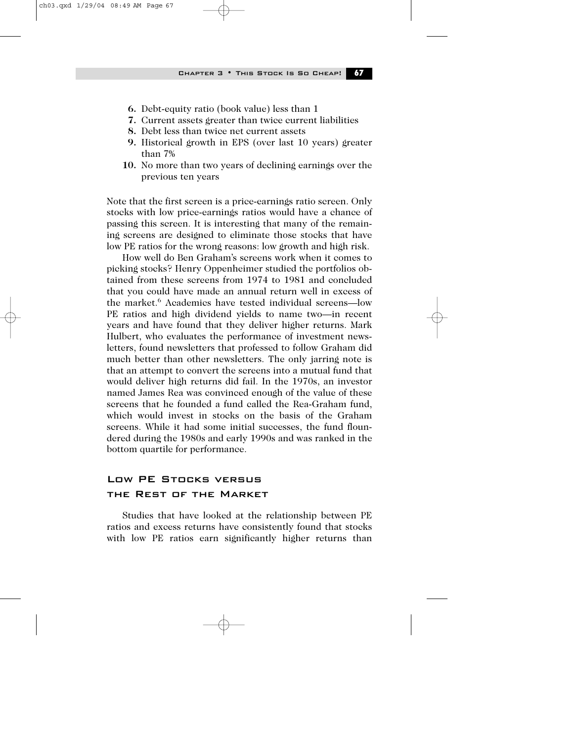6. Debt-equity ratio (book value) less than 1
7. Current assets greater than twice current liabilities
8. Debt less than twice net current assets
9. Historical growth in EPS (over last 10 years) greater than 7%
10. No more than two years of declining earnings over the previous ten years

Note that the first screen is a price-earnings ratio screen. Only stocks with low price-earnings ratios would have a chance of passing this screen. It is interesting that many of the remaining screens are designed to eliminate those stocks that have low PE ratios for the wrong reasons: low growth and high risk.

How well do Ben Graham's screens work when it comes to picking stocks? Henry Oppenheimer studied the portfolios obtained from these screens from 1974 to 1981 and concluded that you could have made an annual return well in excess of the market.[6] Academics have tested individual screens—low PE ratios and high dividend yields to name two—in recent years and have found that they deliver higher returns. Mark Hulbert, who evaluates the performance of investment newsletters, found newsletters that professed to follow Graham did much better than other newsletters. The only jarring note is that an attempt to convert the screens into a mutual fund that would deliver high returns did fail. In the 1970s, an investor named James Rea was convinced enough of the value of these screens that he founded a fund called the Rea-Graham fund, which would invest in stocks on the basis of the Graham screens. While it had some initial successes, the fund floundered during the 1980s and early 1990s and was ranked in the bottom quartile for performance.

## Low PE Stocks versus the Rest of the Market

Studies that have looked at the relationship between PE ratios and excess returns have consistently found that stocks with low PE ratios earn significantly higher returns than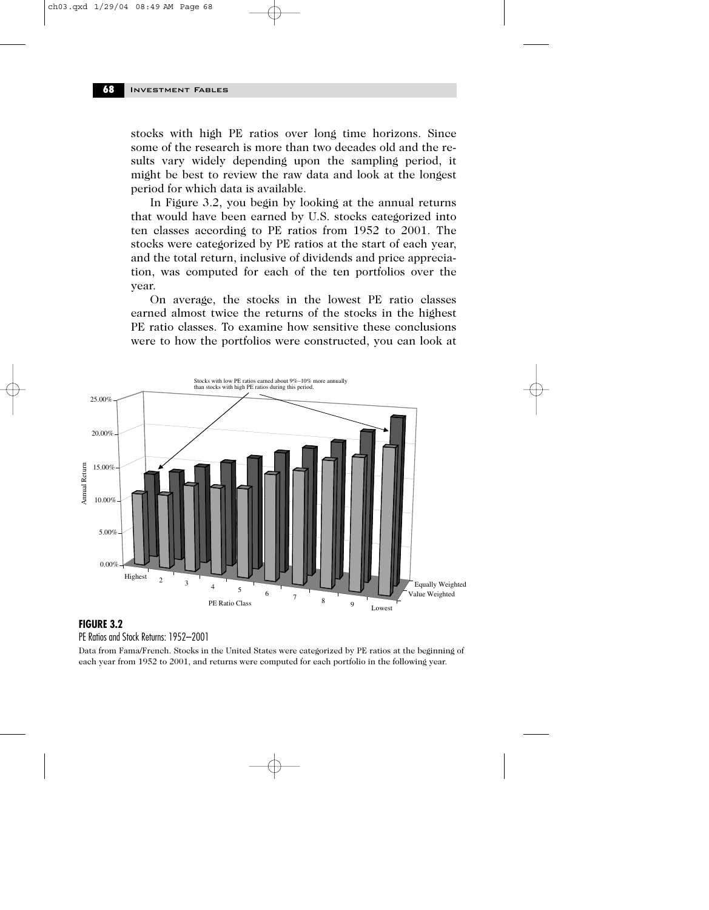stocks with high PE ratios over long time horizons. Since some of the research is more than two decades old and the results vary widely depending upon the sampling period, it might be best to review the raw data and look at the longest period for which data is available.

In Figure 3.2, you begin by looking at the annual returns that would have been earned by U.S. stocks categorized into ten classes according to PE ratios from 1952 to 2001. The stocks were categorized by PE ratios at the start of each year, and the total return, inclusive of dividends and price appreciation, was computed for each of the ten portfolios over the year.

On average, the stocks in the lowest PE ratio classes earned almost twice the returns of the stocks in the highest PE ratio classes. To examine how sensitive these conclusions were to how the portfolios were constructed, you can look at

Stocks with low PE ratios earned about 9%–10% more annually than stocks with high PE ratios during this period.

**FIGURE 3.2**

PE Ratios and Stock Returns: 1952–2001

Data from Fama/French. Stocks in the United States were categorized by PE ratios at the beginning of each year from 1952 to 2001, and returns were computed for each portfolio in the following year.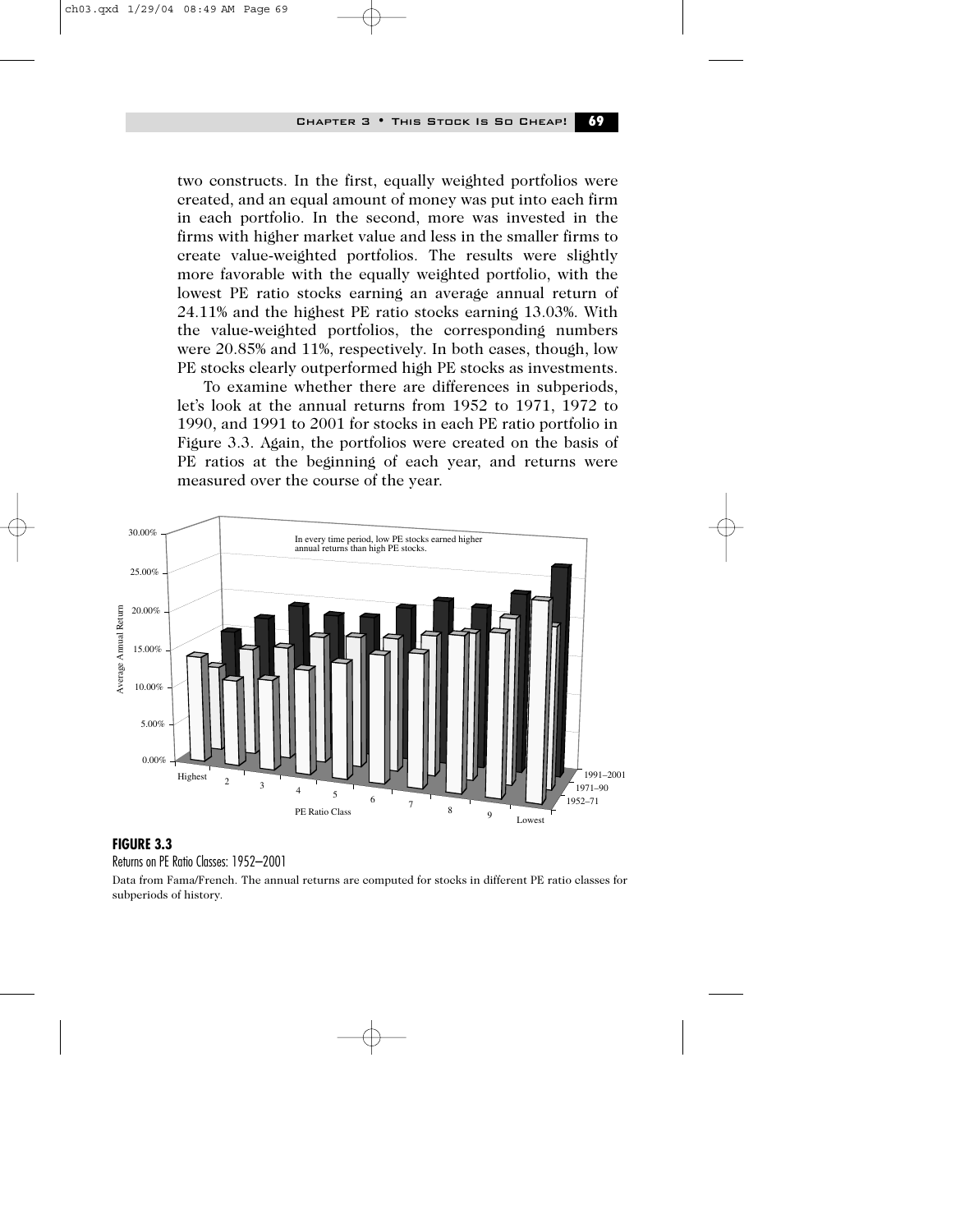two constructs. In the first, equally weighted portfolios were created, and an equal amount of money was put into each firm in each portfolio. In the second, more was invested in the firms with higher market value and less in the smaller firms to create value-weighted portfolios. The results were slightly more favorable with the equally weighted portfolio, with the lowest PE ratio stocks earning an average annual return of 24.11% and the highest PE ratio stocks earning 13.03%. With the value-weighted portfolios, the corresponding numbers were 20.85% and 11%, respectively. In both cases, though, low PE stocks clearly outperformed high PE stocks as investments.

To examine whether there are differences in subperiods, let's look at the annual returns from 1952 to 1971, 1972 to 1990, and 1991 to 2001 for stocks in each PE ratio portfolio in Figure 3.3. Again, the portfolios were created on the basis of PE ratios at the beginning of each year, and returns were measured over the course of the year.

In every time period, low PE stocks earned higher annual returns than high PE stocks.

**FIGURE 3.3**

Returns on PE Ratio Classes: 1952–2001

Data from Fama/French. The annual returns are computed for stocks in different PE ratio classes for subperiods of history.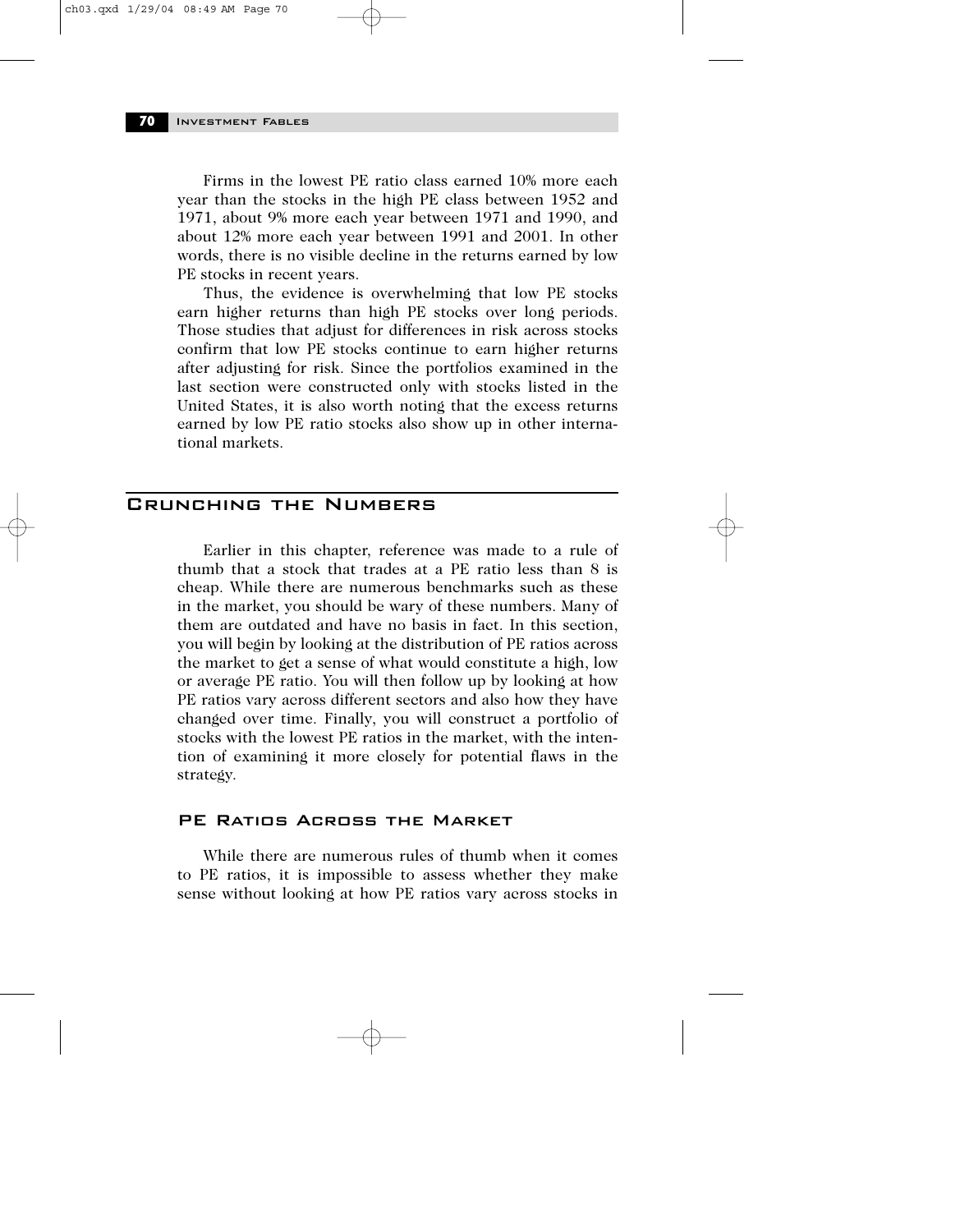Firms in the lowest PE ratio class earned 10% more each year than the stocks in the high PE class between 1952 and 1971, about 9% more each year between 1971 and 1990, and about 12% more each year between 1991 and 2001. In other words, there is no visible decline in the returns earned by low PE stocks in recent years.

Thus, the evidence is overwhelming that low PE stocks earn higher returns than high PE stocks over long periods. Those studies that adjust for differences in risk across stocks confirm that low PE stocks continue to earn higher returns after adjusting for risk. Since the portfolios examined in the last section were constructed only with stocks listed in the United States, it is also worth noting that the excess returns earned by low PE ratio stocks also show up in other international markets.

## Crunching the Numbers

Earlier in this chapter, reference was made to a rule of thumb that a stock that trades at a PE ratio less than 8 is cheap. While there are numerous benchmarks such as these in the market, you should be wary of these numbers. Many of them are outdated and have no basis in fact. In this section, you will begin by looking at the distribution of PE ratios across the market to get a sense of what would constitute a high, low or average PE ratio. You will then follow up by looking at how PE ratios vary across different sectors and also how they have changed over time. Finally, you will construct a portfolio of stocks with the lowest PE ratios in the market, with the intention of examining it more closely for potential flaws in the strategy.

### PE Ratios Across the Market

While there are numerous rules of thumb when it comes to PE ratios, it is impossible to assess whether they make sense without looking at how PE ratios vary across stocks in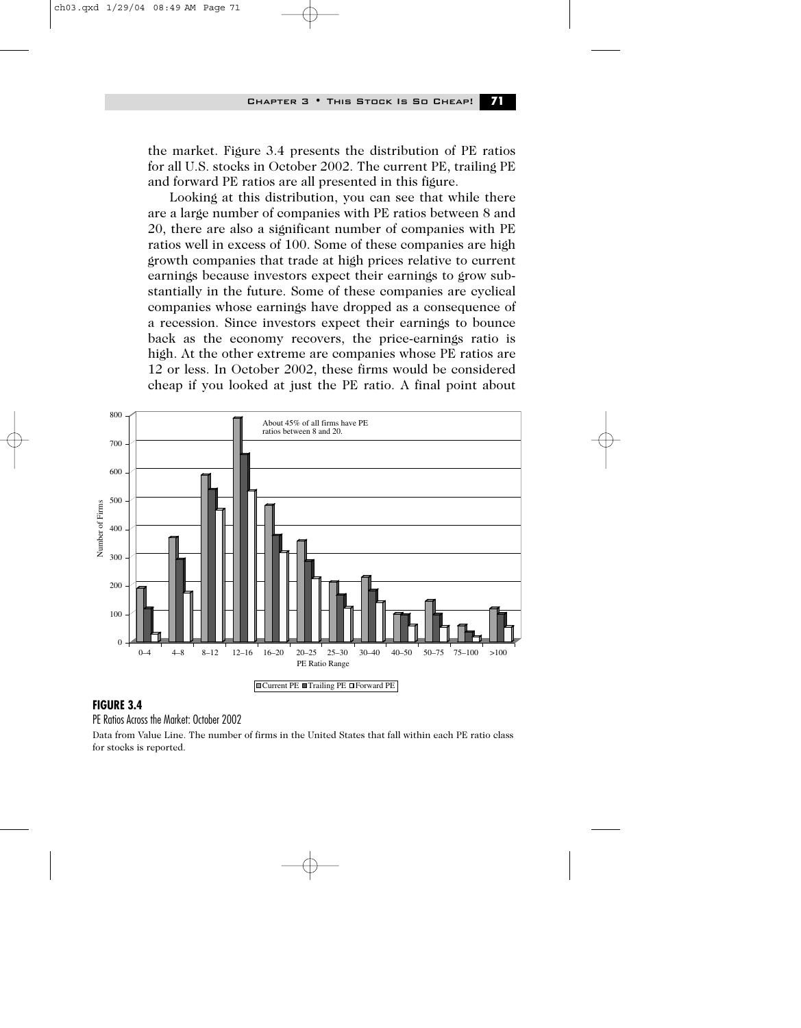the market. Figure 3.4 presents the distribution of PE ratios for all U.S. stocks in October 2002. The current PE, trailing PE and forward PE ratios are all presented in this figure.

Looking at this distribution, you can see that while there are a large number of companies with PE ratios between 8 and 20, there are also a significant number of companies with PE ratios well in excess of 100. Some of these companies are high growth companies that trade at high prices relative to current earnings because investors expect their earnings to grow substantially in the future. Some of these companies are cyclical companies whose earnings have dropped as a consequence of a recession. Since investors expect their earnings to bounce back as the economy recovers, the price-earnings ratio is high. At the other extreme are companies whose PE ratios are 12 or less. In October 2002, these firms would be considered cheap if you looked at just the PE ratio. A final point about

About 45% of all firms have PE ratios between 8 and 20.

Number of Firms

PE Ratio Range

Current PE | Trailing PE | Forward PE

**FIGURE 3.4**

PE Ratios Across the Market: October 2002

Data from Value Line. The number of firms in the United States that fall within each PE ratio class for stocks is reported.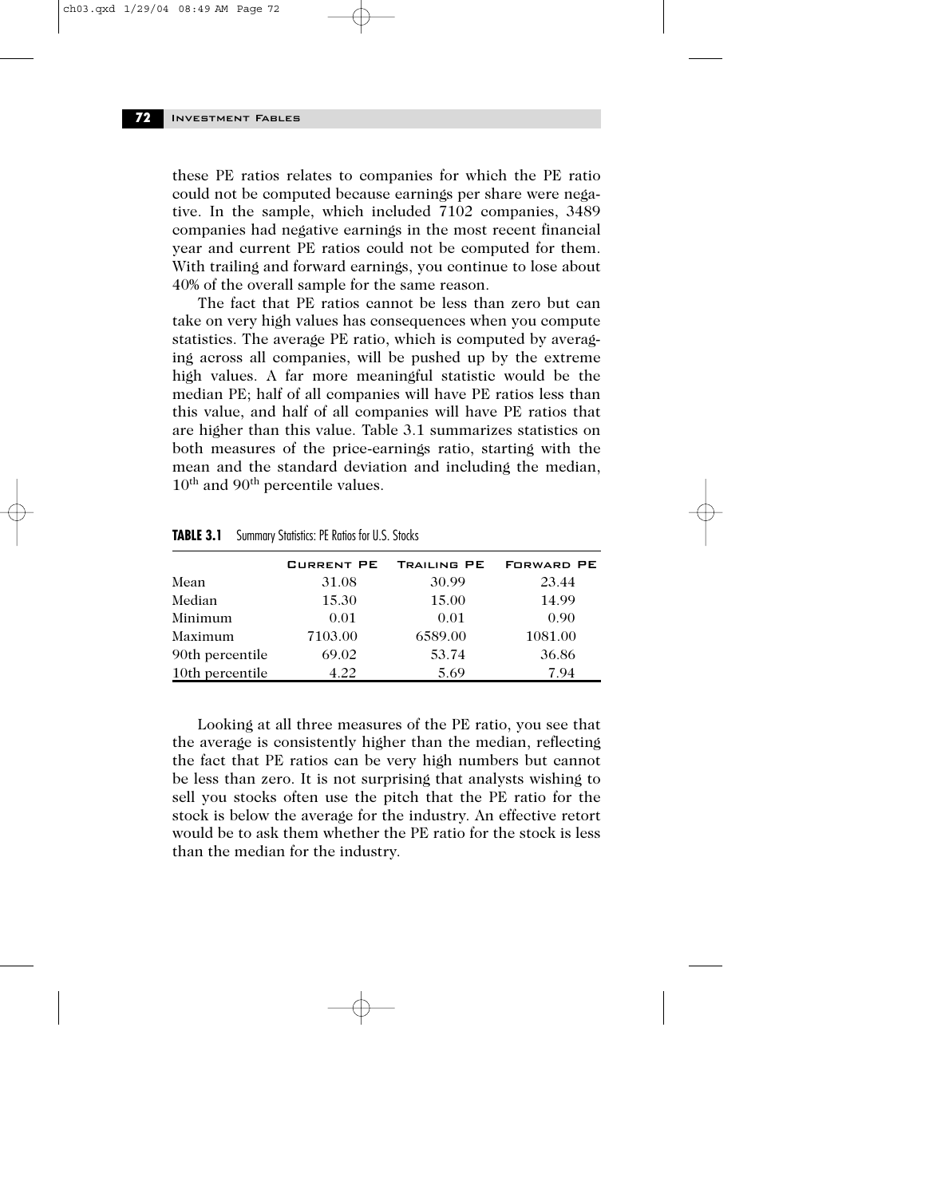these PE ratios relates to companies for which the PE ratio could not be computed because earnings per share were negative. In the sample, which included 7102 companies, 3489 companies had negative earnings in the most recent financial year and current PE ratios could not be computed for them. With trailing and forward earnings, you continue to lose about 40% of the overall sample for the same reason.

The fact that PE ratios cannot be less than zero but can take on very high values has consequences when you compute statistics. The average PE ratio, which is computed by averaging across all companies, will be pushed up by the extreme high values. A far more meaningful statistic would be the median PE; half of all companies will have PE ratios less than this value, and half of all companies will have PE ratios that are higher than this value. Table 3.1 summarizes statistics on both measures of the price-earnings ratio, starting with the mean and the standard deviation and including the median, 10th and 90th percentile values.

**TABLE 3.1** Summary Statistics: PE Ratios for U.S. Stocks

| | Current PE | Trailing PE | Forward PE |
|---|---|---|---|
| Mean | 31.08 | 30.99 | 23.44 |
| Median | 15.30 | 15.00 | 14.99 |
| Minimum | 0.01 | 0.01 | 0.90 |
| Maximum | 7103.00 | 6589.00 | 1081.00 |
| 90th percentile | 69.02 | 53.74 | 36.86 |
| 10th percentile | 4.22 | 5.69 | 7.94 |

Looking at all three measures of the PE ratio, you see that the average is consistently higher than the median, reflecting the fact that PE ratios can be very high numbers but cannot be less than zero. It is not surprising that analysts wishing to sell you stocks often use the pitch that the PE ratio for the stock is below the average for the industry. An effective retort would be to ask them whether the PE ratio for the stock is less than the median for the industry.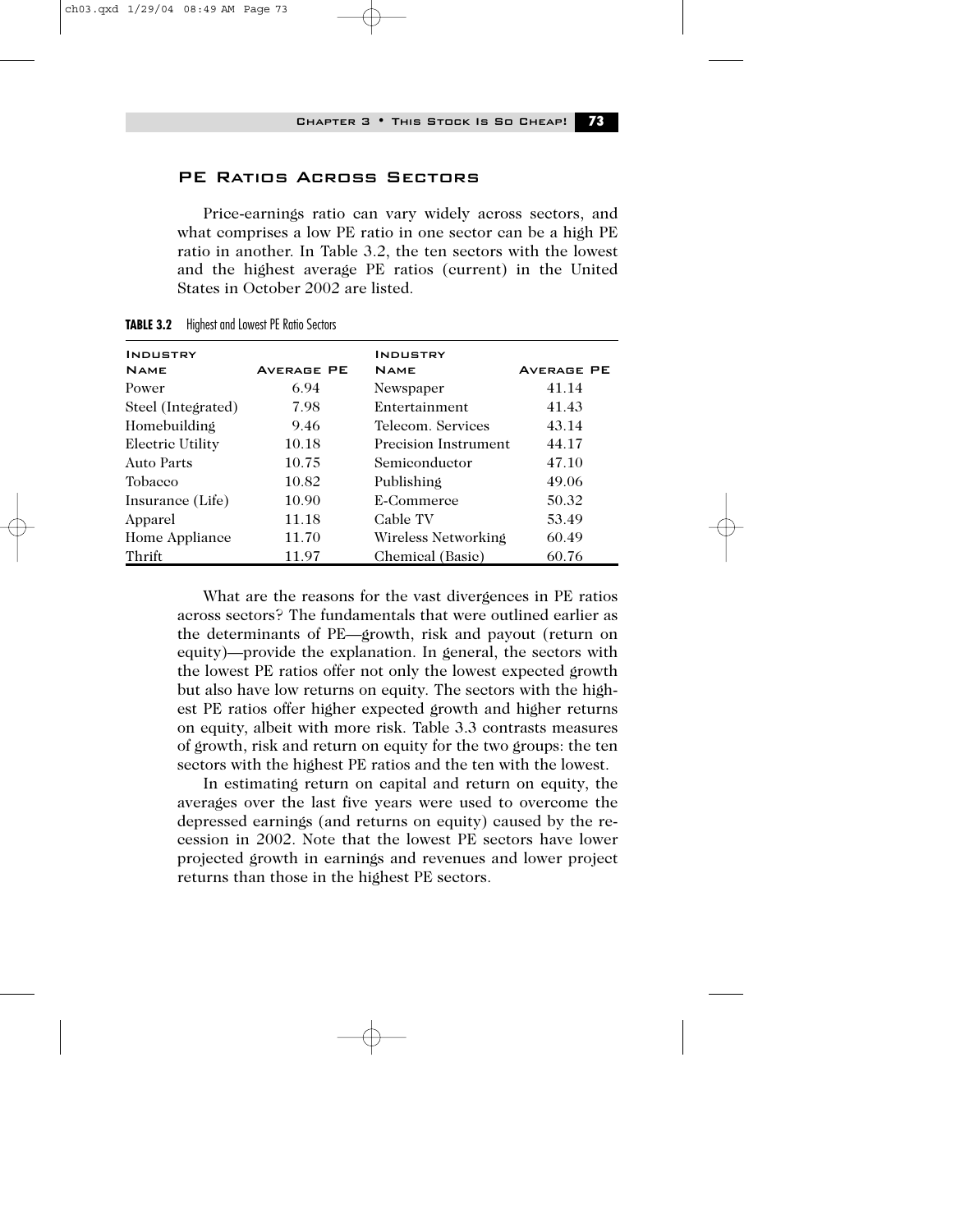## PE Ratios Across Sectors

Price-earnings ratio can vary widely across sectors, and what comprises a low PE ratio in one sector can be a high PE ratio in another. In Table 3.2, the ten sectors with the lowest and the highest average PE ratios (current) in the United States in October 2002 are listed.

**TABLE 3.2** Highest and Lowest PE Ratio Sectors

| Industry Name | Average PE | Industry Name | Average PE |
|---|---|---|---|
| Power | 6.94 | Newspaper | 41.14 |
| Steel (Integrated) | 7.98 | Entertainment | 41.43 |
| Homebuilding | 9.46 | Telecom. Services | 43.14 |
| Electric Utility | 10.18 | Precision Instrument | 44.17 |
| Auto Parts | 10.75 | Semiconductor | 47.10 |
| Tobacco | 10.82 | Publishing | 49.06 |
| Insurance (Life) | 10.90 | E-Commerce | 50.32 |
| Apparel | 11.18 | Cable TV | 53.49 |
| Home Appliance | 11.70 | Wireless Networking | 60.49 |
| Thrift | 11.97 | Chemical (Basic) | 60.76 |

What are the reasons for the vast divergences in PE ratios across sectors? The fundamentals that were outlined earlier as the determinants of PE—growth, risk and payout (return on equity)—provide the explanation. In general, the sectors with the lowest PE ratios offer not only the lowest expected growth but also have low returns on equity. The sectors with the highest PE ratios offer higher expected growth and higher returns on equity, albeit with more risk. Table 3.3 contrasts measures of growth, risk and return on equity for the two groups: the ten sectors with the highest PE ratios and the ten with the lowest.

In estimating return on capital and return on equity, the averages over the last five years were used to overcome the depressed earnings (and returns on equity) caused by the recession in 2002. Note that the lowest PE sectors have lower projected growth in earnings and revenues and lower project returns than those in the highest PE sectors.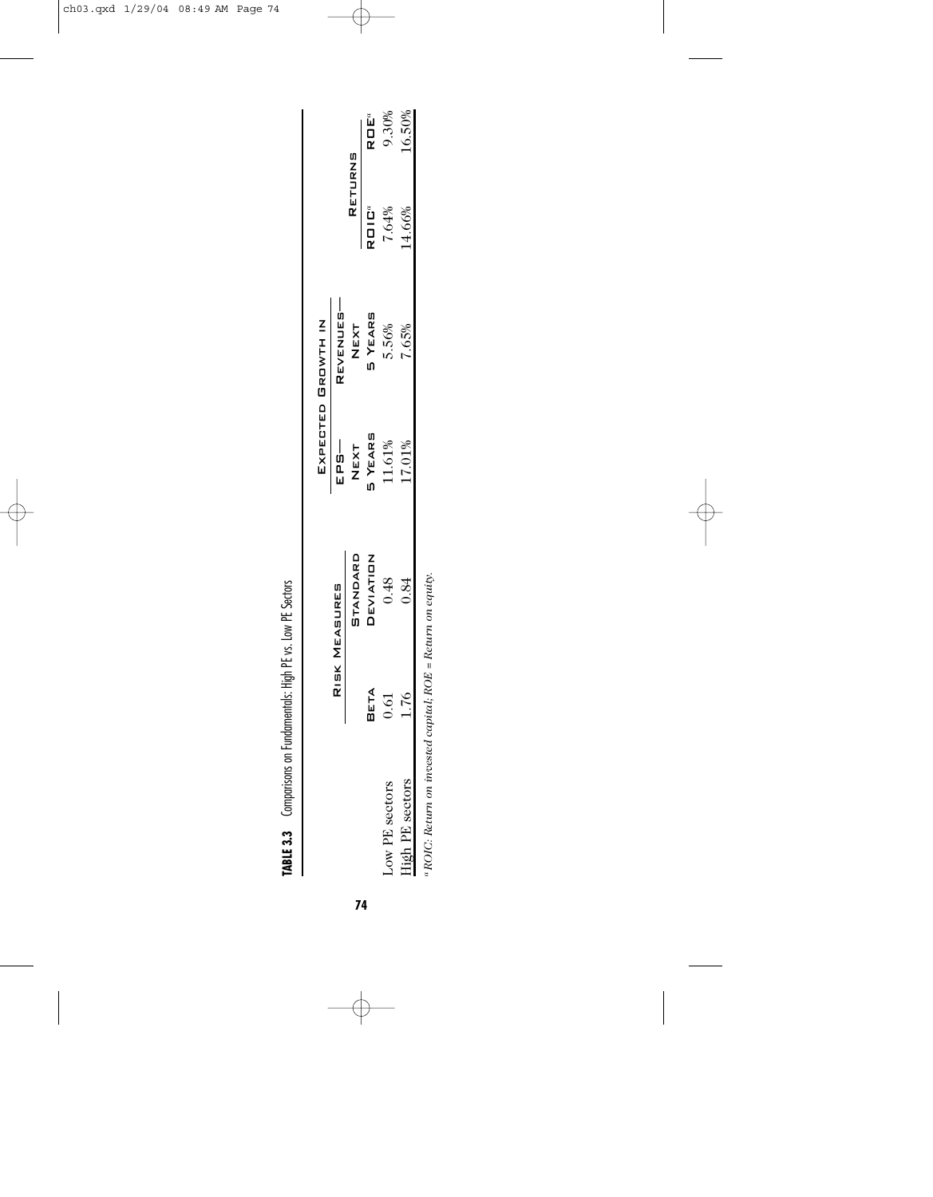**TABLE 3.3** Comparisons on Fundamentals: High PE vs. Low PE Sectors

| | Risk Measures | | Expected Growth in | | Returns | |
|---|---|---|---|---|---|---|
| | Beta | Standard Deviation | EPS—Next 5 Years | Revenues—Next 5 Years | ROIC[a] | ROE[a] |
| Low PE sectors | 0.61 | 0.48 | 11.61% | 5.56% | 7.64% | 9.30% |
| High PE sectors | 1.76 | 0.84 | 17.01% | 7.65% | 14.66% | 16.50% |

[a] *ROIC: Return on invested capital; ROE = Return on equity.*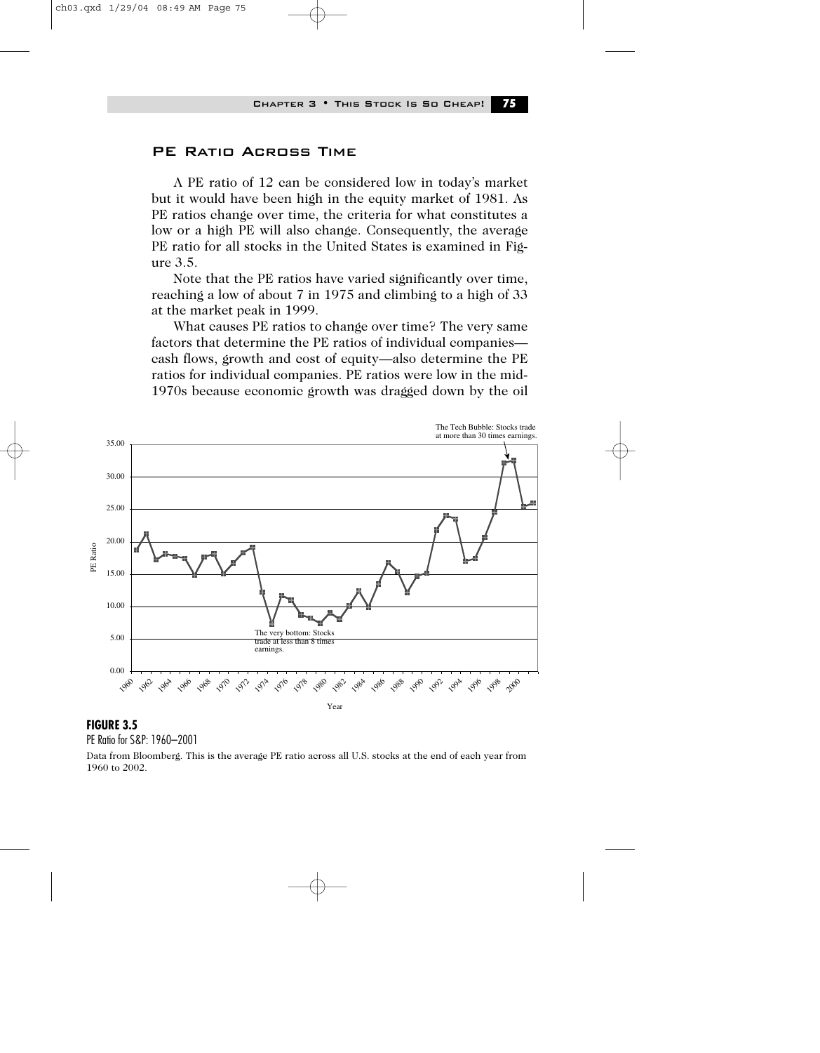## PE Ratio Across Time

A PE ratio of 12 can be considered low in today's market but it would have been high in the equity market of 1981. As PE ratios change over time, the criteria for what constitutes a low or a high PE will also change. Consequently, the average PE ratio for all stocks in the United States is examined in Figure 3.5.

Note that the PE ratios have varied significantly over time, reaching a low of about 7 in 1975 and climbing to a high of 33 at the market peak in 1999.

What causes PE ratios to change over time? The very same factors that determine the PE ratios of individual companies—cash flows, growth and cost of equity—also determine the PE ratios for individual companies. PE ratios were low in the mid-1970s because economic growth was dragged down by the oil

**FIGURE 3.5**

PE Ratio for S&P: 1960–2001

Data from Bloomberg. This is the average PE ratio across all U.S. stocks at the end of each year from 1960 to 2002.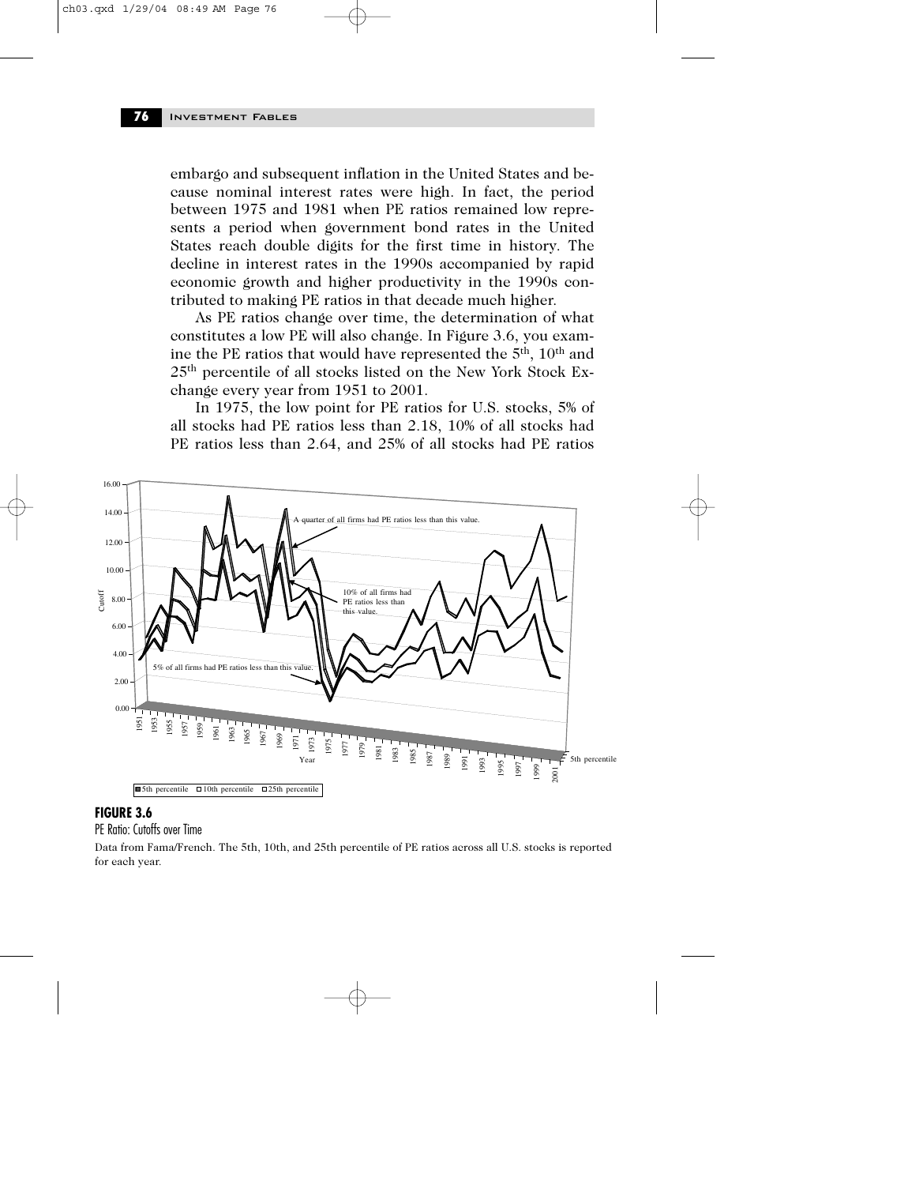embargo and subsequent inflation in the United States and because nominal interest rates were high. In fact, the period between 1975 and 1981 when PE ratios remained low represents a period when government bond rates in the United States reach double digits for the first time in history. The decline in interest rates in the 1990s accompanied by rapid economic growth and higher productivity in the 1990s contributed to making PE ratios in that decade much higher.

As PE ratios change over time, the determination of what constitutes a low PE will also change. In Figure 3.6, you examine the PE ratios that would have represented the 5th, 10th and 25th percentile of all stocks listed on the New York Stock Exchange every year from 1951 to 2001.

In 1975, the low point for PE ratios for U.S. stocks, 5% of all stocks had PE ratios less than 2.18, 10% of all stocks had PE ratios less than 2.64, and 25% of all stocks had PE ratios

**FIGURE 3.6**

PE Ratio: Cutoffs over Time

Data from Fama/French. The 5th, 10th, and 25th percentile of PE ratios across all U.S. stocks is reported for each year.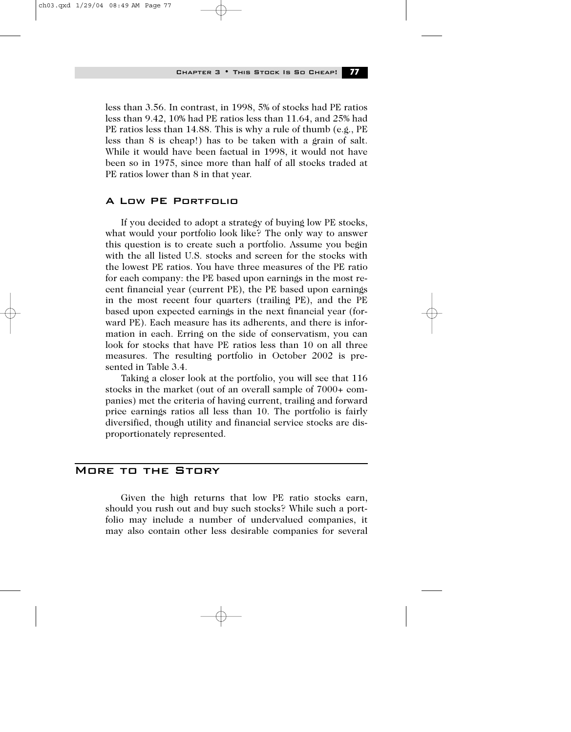less than 3.56. In contrast, in 1998, 5% of stocks had PE ratios less than 9.42, 10% had PE ratios less than 11.64, and 25% had PE ratios less than 14.88. This is why a rule of thumb (e.g., PE less than 8 is cheap!) has to be taken with a grain of salt. While it would have been factual in 1998, it would not have been so in 1975, since more than half of all stocks traded at PE ratios lower than 8 in that year.

### A Low PE Portfolio

If you decided to adopt a strategy of buying low PE stocks, what would your portfolio look like? The only way to answer this question is to create such a portfolio. Assume you begin with the all listed U.S. stocks and screen for the stocks with the lowest PE ratios. You have three measures of the PE ratio for each company: the PE based upon earnings in the most recent financial year (current PE), the PE based upon earnings in the most recent four quarters (trailing PE), and the PE based upon expected earnings in the next financial year (forward PE). Each measure has its adherents, and there is information in each. Erring on the side of conservatism, you can look for stocks that have PE ratios less than 10 on all three measures. The resulting portfolio in October 2002 is presented in Table 3.4.

Taking a closer look at the portfolio, you will see that 116 stocks in the market (out of an overall sample of 7000+ companies) met the criteria of having current, trailing and forward price earnings ratios all less than 10. The portfolio is fairly diversified, though utility and financial service stocks are disproportionately represented.

## More to the Story

Given the high returns that low PE ratio stocks earn, should you rush out and buy such stocks? While such a portfolio may include a number of undervalued companies, it may also contain other less desirable companies for several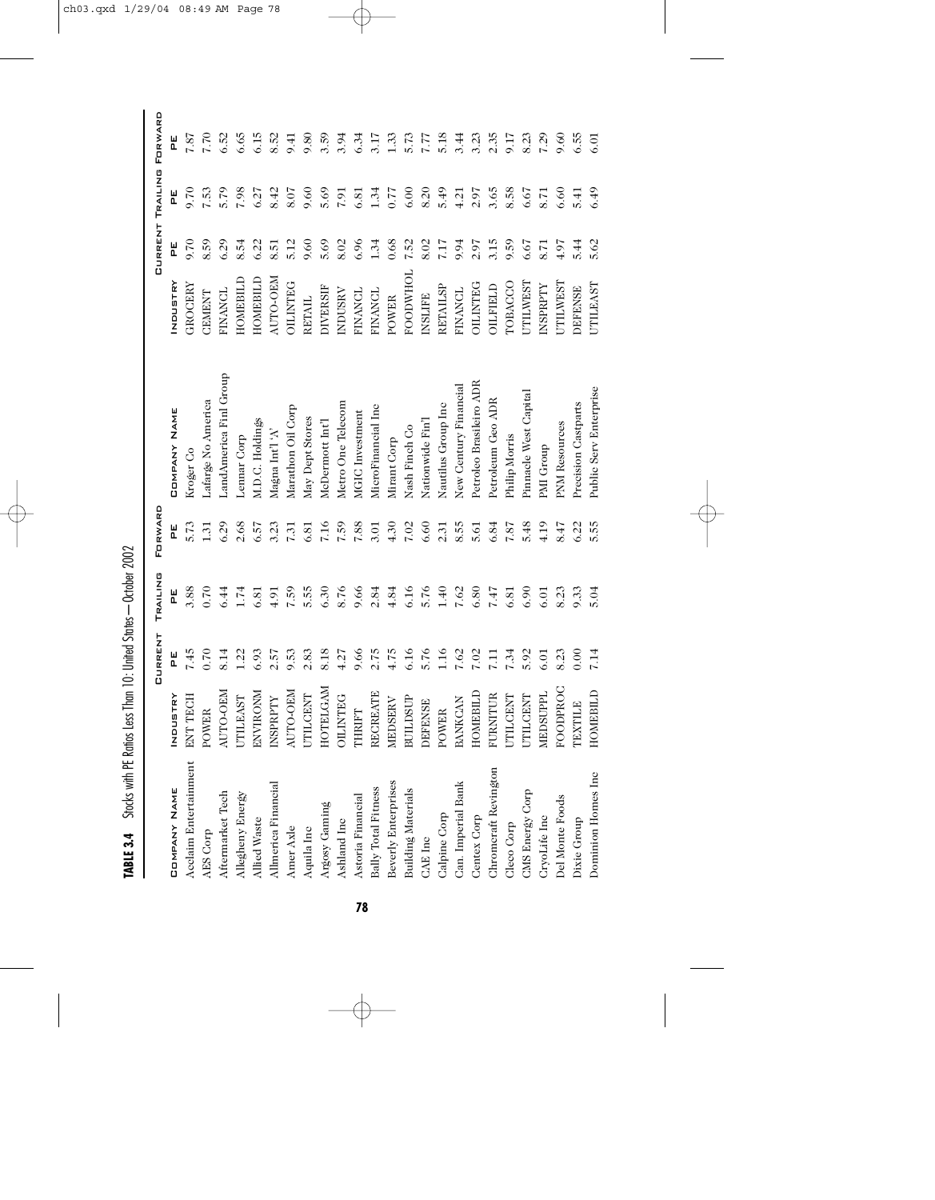**TABLE 3.4** Stocks with PE Ratios Less Than 10: United States—October 2002

| Company Name | Industry | Current PE | Trailing PE | Forward PE | Company Name | Industry | Current PE | Trailing PE | Forward PE |
|---|---|---|---|---|---|---|---|---|---|
| Acclaim Entertainment | ENT TECH | 7.45 | 3.88 | 5.73 | Kroger Co | GROCERY | 9.70 | 9.70 | 7.87 |
| AES Corp | POWER | 0.70 | 0.70 | 1.31 | Lafarge No America | CEMENT | 8.59 | 7.53 | 7.70 |
| Aftermarket Tech | AUTO-OEM | 8.14 | 6.44 | 6.29 | LandAmerica Finl Group | FINANCL | 6.29 | 5.79 | 6.52 |
| Allegheny Energy | UTILEAST | 1.22 | 1.74 | 2.68 | Lennar Corp | HOMEBILD | 8.54 | 7.98 | 6.65 |
| Allied Waste | ENVIRONM | 6.93 | 6.81 | 6.57 | M.D.C. Holdings | HOMEBILD | 6.22 | 6.27 | 6.15 |
| Allmerica Financial | INSPRPTY | 2.57 | 4.91 | 3.23 | Magna Int'l 'A' | AUTO-OEM | 8.51 | 8.42 | 8.52 |
| Amer Axle | AUTO-OEM | 9.53 | 7.59 | 7.31 | Marathon Oil Corp | OILINTEG | 5.12 | 8.07 | 9.41 |
| Aquila Inc | UTILCENT | 2.83 | 5.55 | 6.81 | May Dept Stores | RETAIL | 9.60 | 9.60 | 9.80 |
| Argosy Gaming | HOTELGAM | 8.18 | 6.30 | 7.16 | McDermott Int'l | DIVERSIF | 5.69 | 5.69 | 3.59 |
| Ashland Inc | OILINTEG | 4.27 | 8.76 | 7.59 | Metro One Telecom | INDUSRV | 8.02 | 7.91 | 3.94 |
| Astoria Financial | THRIFT | 9.66 | 9.66 | 7.88 | MGIC Investment | FINANCL | 6.96 | 6.81 | 6.34 |
| Bally Total Fitness | RECREATE | 2.75 | 2.84 | 3.01 | MicroFinancial Inc | FINANCL | 1.34 | 1.34 | 3.17 |
| Beverly Enterprises | MEDSERV | 4.75 | 4.84 | 4.30 | Mirant Corp | POWER | 0.68 | 0.77 | 1.33 |
| Building Materials | BUILDSUP | 6.16 | 6.16 | 7.02 | Nash Finch Co | FOODWHOL | 7.52 | 6.00 | 5.73 |
| CAE Inc | DEFENSE | 5.76 | 5.76 | 6.60 | Nationwide Fin'l | INSLIFE | 8.02 | 8.20 | 7.77 |
| Calpine Corp | POWER | 1.16 | 1.40 | 2.31 | Nautilus Group Inc | RETAILSP | 7.17 | 5.49 | 5.18 |
| Can. Imperial Bank | BANKCAN | 7.62 | 7.62 | 8.55 | New Century Financial | FINANCL | 9.94 | 4.21 | 3.44 |
| Centex Corp | HOMEBILD | 7.02 | 6.80 | 5.61 | Petroleo Brasileiro ADR | OILINTEG | 2.97 | 2.97 | 3.23 |
| Chromcraft Revington | FURNITUR | 7.11 | 7.47 | 6.84 | Petroleum Geo ADR | OILFIELD | 3.15 | 3.65 | 2.35 |
| Cleco Corp | UTILCENT | 7.34 | 6.81 | 7.87 | Philip Morris | TOBACCO | 9.59 | 8.58 | 9.17 |
| CMS Energy Corp | UTILCENT | 5.92 | 6.90 | 5.48 | Pinnacle West Capital | UTILWEST | 6.67 | 6.67 | 8.23 |
| CryoLife Inc | MEDSUPPL | 6.01 | 6.01 | 4.19 | PMI Group | INSPRPTY | 8.71 | 8.71 | 7.29 |
| Del Monte Foods | FOODPROC | 8.23 | 8.23 | 8.47 | PNM Resources | UTILWEST | 4.97 | 6.60 | 9.60 |
| Dixie Group | TEXTILE | 0.00 | 9.33 | 6.22 | Precision Castparts | DEFENSE | 5.44 | 5.41 | 6.55 |
| Dominion Homes Inc | HOMEBILD | 7.14 | 5.04 | 5.55 | Public Serv Enterprise | UTILEAST | 5.62 | 6.49 | 6.01 |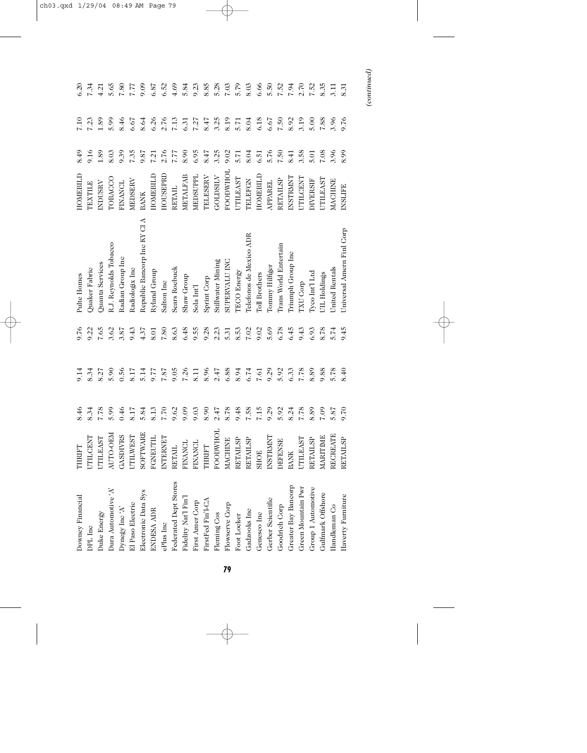| | | | | | | | | | |
|---|---|---|---|---|---|---|---|---|---|
| Downey Financial | THRIFT | 8.46 | 9.14 | 9.76 | Pulte Homes | HOMEBILD | 8.49 | 7.10 | 6.20 |
| DPL Inc | UTILCENT | 8.34 | 8.34 | 9.22 | Quaker Fabric | TEXTILE | 9.16 | 7.23 | 7.34 |
| Duke Energy | UTILEAST | 7.78 | 8.27 | 7.65 | Quanta Services | INDUSRV | 1.89 | 1.89 | 4.21 |
| Dura Automotive 'A' | AUTO-OEM | 5.99 | 5.90 | 3.62 | R.J. Reynolds Tobacco | TOBACCO | 8.03 | 5.99 | 5.65 |
| Dynegy Inc 'A' | GASDIVRS | 0.46 | 0.56 | 3.87 | Radian Group Inc | FINANCL | 9.39 | 8.46 | 7.80 |
| El Paso Electric | UTILWEST | 8.17 | 8.17 | 9.43 | Radiologix Inc | MEDSERV | 7.35 | 6.67 | 7.77 |
| Electronic Data Sys | SOFTWARE | 5.84 | 5.14 | 4.37 | Republic Bancorp Inc KY Cl A | BANK | 9.87 | 8.64 | 9.09 |
| ENDESA ADR | FGNEUTIL | 8.13 | 9.77 | 8.01 | Ryland Group | HOMEBILD | 7.21 | 6.26 | 6.87 |
| ePlus Inc | INTERNET | 7.70 | 7.87 | 7.80 | Salton Inc | HOUSEPRD | 2.76 | 2.76 | 6.52 |
| Federated Dept Stores | RETAIL | 9.62 | 9.05 | 8.63 | Sears Roebuck | RETAIL | 7.77 | 7.13 | 4.69 |
| Fidelity Nat'l Fin'l | FINANCL | 9.09 | 7.26 | 6.48 | Shaw Group | METALFAB | 8.90 | 6.31 | 5.84 |
| First Amer Corp | FINANCL | 9.03 | 8.11 | 9.55 | Sola Int'l | MEDSUPPL | 6.95 | 7.27 | 9.23 |
| FirstFed Fin'l-CA | THRIFT | 8.90 | 8.96 | 9.28 | Sprint Corp | TELESERV | 8.47 | 8.47 | 8.85 |
| Fleming Cos | FOODWHOL | 2.47 | 2.47 | 2.23 | Stillwater Mining | GOLDSILV | 3.25 | 3.25 | 5.28 |
| Flowserve Corp | MACHINE | 8.78 | 6.88 | 5.31 | SUPERVALU INC | FOODWHOL | 9.02 | 8.19 | 7.03 |
| Foot Locker | RETAILSP | 9.48 | 8.94 | 8.53 | TECO Energy | UTILEAST | 5.71 | 5.71 | 5.79 |
| Gadzooks Inc | RETAILSP | 7.58 | 6.74 | 7.02 | Telefonos de Mexico ADR | TELEFGN | 8.04 | 8.04 | 8.03 |
| Genesco Inc | SHOE | 7.15 | 7.61 | 9.02 | Toll Brothers | HOMEBILD | 6.51 | 6.18 | 6.66 |
| Gerber Scientific | INSTRMNT | 9.29 | 9.29 | 5.69 | Tommy Hilfiger | APPAREL | 5.76 | 6.67 | 5.50 |
| Goodrich Corp | DEFENSE | 5.92 | 5.92 | 6.78 | Trans World Entertain | RETAILSP | 7.50 | 7.50 | 7.52 |
| Greater Bay Bancorp | BANK | 8.24 | 6.33 | 6.45 | Triumph Group Inc | INSTRMNT | 8.41 | 8.92 | 7.94 |
| Green Mountain Pwr | UTILEAST | 7.78 | 7.78 | 9.43 | TXU Corp | UTILCENT | 3.58 | 3.19 | 2.70 |
| Group 1 Automotive | RETAILSP | 8.89 | 8.89 | 6.93 | Tyco Int'l Ltd | DIVERSIF | 5.01 | 5.00 | 7.52 |
| Gulfmark Offshore | MARITIME | 7.09 | 9.88 | 8.78 | UIL Holdings | UTILEAST | 7.08 | 7.88 | 8.35 |
| Handleman Co | RECREATE | 5.87 | 5.78 | 5.74 | United Rentals | MACHINE | 3.96 | 3.96 | 3.11 |
| Haverty Furniture | RETAILSP | 9.70 | 8.40 | 9.45 | Universal Amern Finl Corp | INSLIFE | 8.99 | 9.76 | 8.31 |

*(continued)*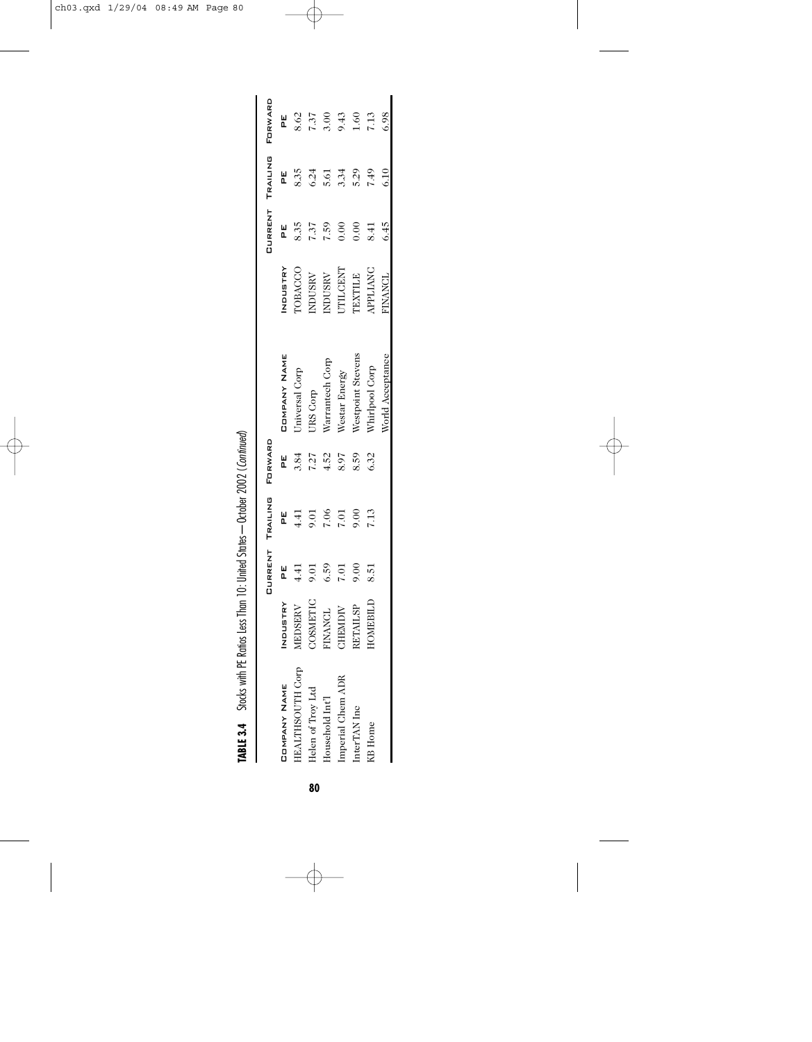**TABLE 3.4** Stocks with PE Ratios Less Than 10: United States—October 2002 (*Continued*)

| Company Name | Industry | Current PE | Trailing PE | Forward PE | Company Name | Industry | Current PE | Trailing PE | Forward PE |
|---|---|---|---|---|---|---|---|---|---|
| HEALTHSOUTH Corp | MEDSERV | 4.41 | 4.41 | 3.84 | Universal Corp | TOBACCO | 8.35 | 8.35 | 8.62 |
| Helen of Troy Ltd | COSMETIC | 9.01 | 9.01 | 7.27 | URS Corp | INDUSRV | 7.37 | 6.24 | 7.37 |
| Household Int'l | FINANCL | 6.59 | 7.06 | 4.52 | Warrantech Corp | INDUSRV | 7.59 | 5.61 | 3.00 |
| Imperial Chem ADR | CHEMDIV | 7.01 | 7.01 | 8.97 | Westar Energy | UTILCENT | 0.00 | 3.34 | 9.43 |
| InterTAN Inc | RETAILSP | 9.00 | 9.00 | 8.59 | Westpoint Stevens | TEXTILE | 0.00 | 5.29 | 1.60 |
| KB Home | HOMEBILD | 8.51 | 7.13 | 6.32 | Whirlpool Corp | APPLIANC | 8.41 | 7.49 | 7.13 |
| | | | | | World Acceptance | FINANCL | 6.45 | 6.10 | 6.98 |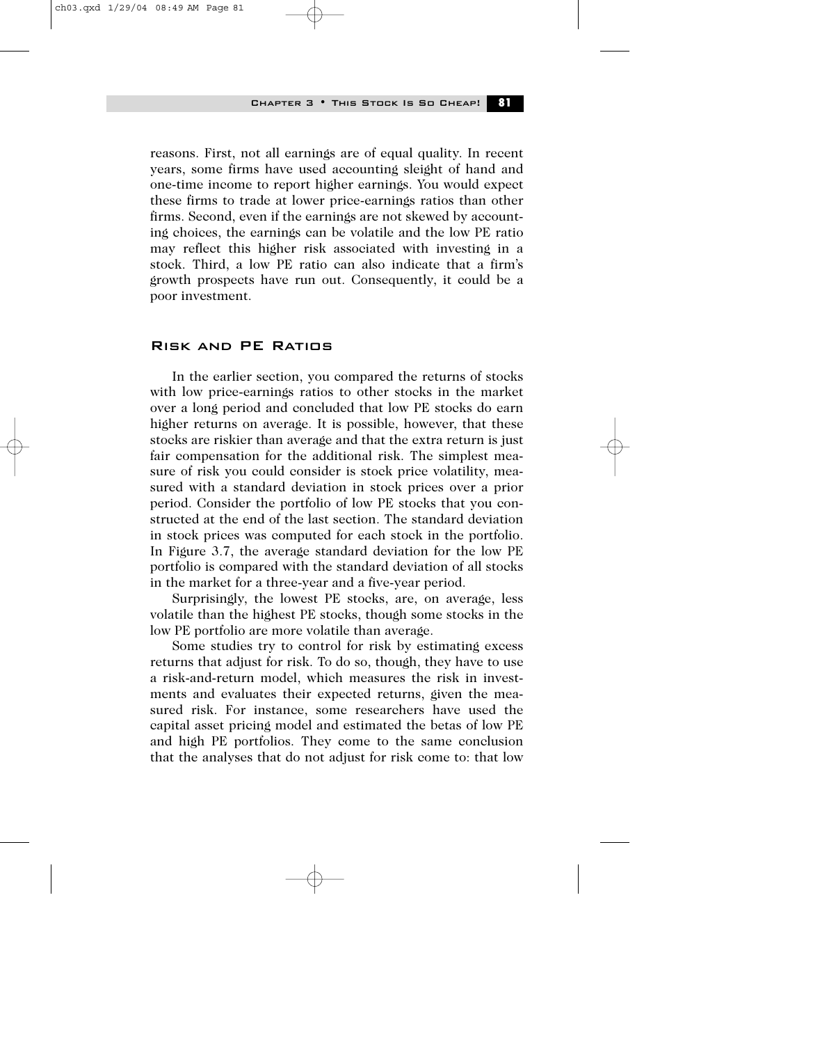reasons. First, not all earnings are of equal quality. In recent years, some firms have used accounting sleight of hand and one-time income to report higher earnings. You would expect these firms to trade at lower price-earnings ratios than other firms. Second, even if the earnings are not skewed by accounting choices, the earnings can be volatile and the low PE ratio may reflect this higher risk associated with investing in a stock. Third, a low PE ratio can also indicate that a firm's growth prospects have run out. Consequently, it could be a poor investment.

## Risk and PE Ratios

In the earlier section, you compared the returns of stocks with low price-earnings ratios to other stocks in the market over a long period and concluded that low PE stocks do earn higher returns on average. It is possible, however, that these stocks are riskier than average and that the extra return is just fair compensation for the additional risk. The simplest measure of risk you could consider is stock price volatility, measured with a standard deviation in stock prices over a prior period. Consider the portfolio of low PE stocks that you constructed at the end of the last section. The standard deviation in stock prices was computed for each stock in the portfolio. In Figure 3.7, the average standard deviation for the low PE portfolio is compared with the standard deviation of all stocks in the market for a three-year and a five-year period.

Surprisingly, the lowest PE stocks, are, on average, less volatile than the highest PE stocks, though some stocks in the low PE portfolio are more volatile than average.

Some studies try to control for risk by estimating excess returns that adjust for risk. To do so, though, they have to use a risk-and-return model, which measures the risk in investments and evaluates their expected returns, given the measured risk. For instance, some researchers have used the capital asset pricing model and estimated the betas of low PE and high PE portfolios. They come to the same conclusion that the analyses that do not adjust for risk come to: that low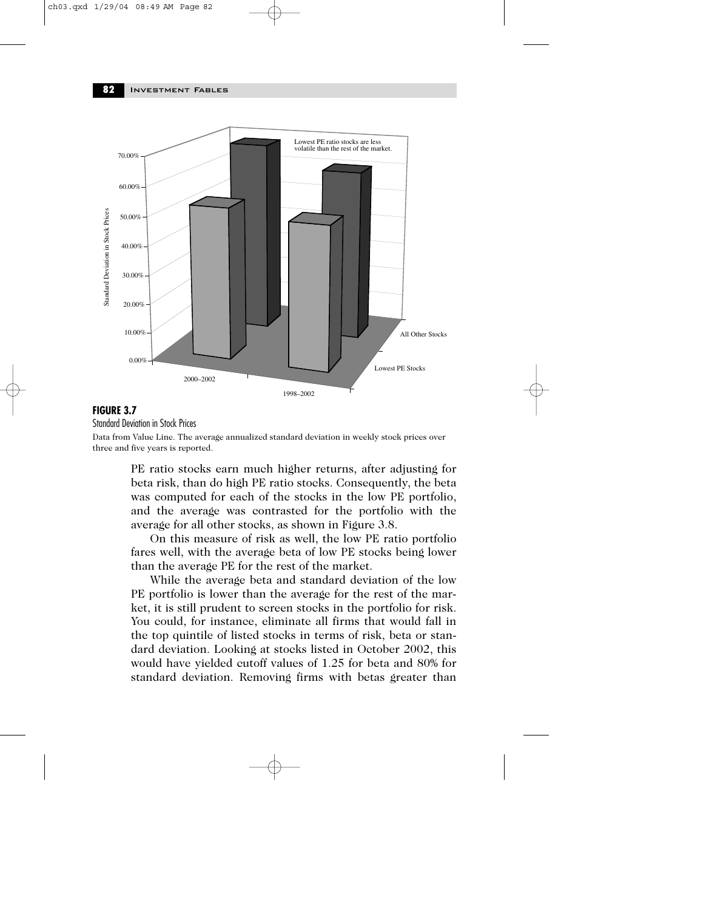**FIGURE 3.7**

Standard Deviation in Stock Prices

Data from Value Line. The average annualized standard deviation in weekly stock prices over three and five years is reported.

PE ratio stocks earn much higher returns, after adjusting for beta risk, than do high PE ratio stocks. Consequently, the beta was computed for each of the stocks in the low PE portfolio, and the average was contrasted for the portfolio with the average for all other stocks, as shown in Figure 3.8.

On this measure of risk as well, the low PE ratio portfolio fares well, with the average beta of low PE stocks being lower than the average PE for the rest of the market.

While the average beta and standard deviation of the low PE portfolio is lower than the average for the rest of the market, it is still prudent to screen stocks in the portfolio for risk. You could, for instance, eliminate all firms that would fall in the top quintile of listed stocks in terms of risk, beta or standard deviation. Looking at stocks listed in October 2002, this would have yielded cutoff values of 1.25 for beta and 80% for standard deviation. Removing firms with betas greater than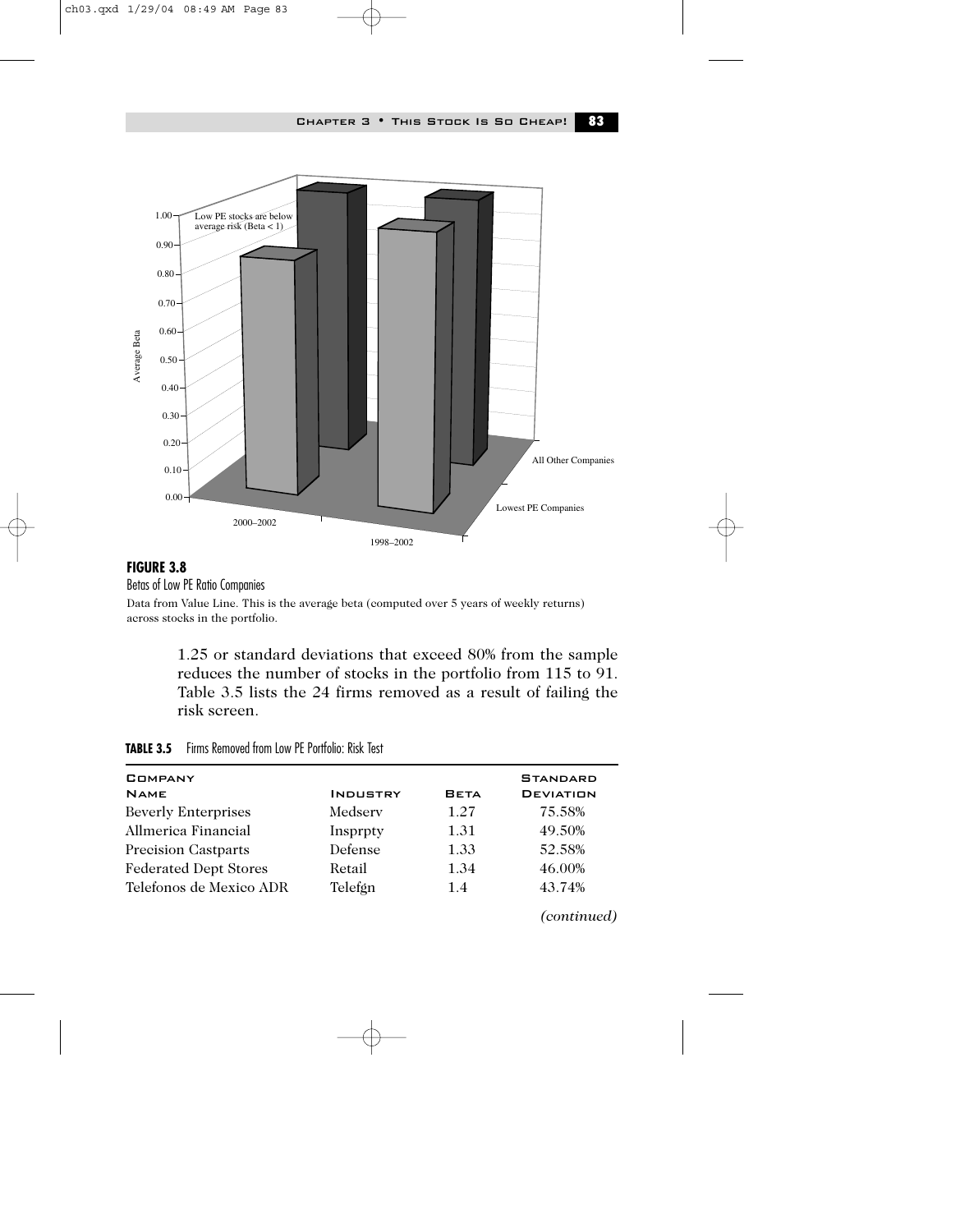**FIGURE 3.8**

Betas of Low PE Ratio Companies

Data from Value Line. This is the average beta (computed over 5 years of weekly returns) across stocks in the portfolio.

1.25 or standard deviations that exceed 80% from the sample reduces the number of stocks in the portfolio from 115 to 91. Table 3.5 lists the 24 firms removed as a result of failing the risk screen.

**TABLE 3.5** Firms Removed from Low PE Portfolio: Risk Test

| Company Name | Industry | Beta | Standard Deviation |
|---|---|---|---|
| Beverly Enterprises | Medserv | 1.27 | 75.58% |
| Allmerica Financial | Insprpty | 1.31 | 49.50% |
| Precision Castparts | Defense | 1.33 | 52.58% |
| Federated Dept Stores | Retail | 1.34 | 46.00% |
| Telefonos de Mexico ADR | Telefgn | 1.4 | 43.74% |

*(continued)*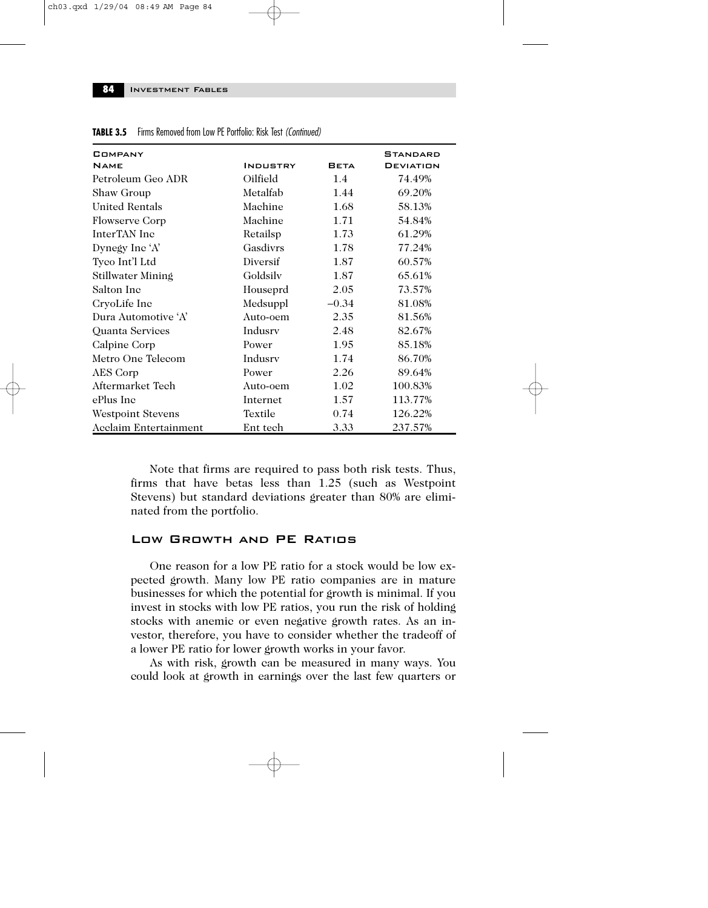**TABLE 3.5** Firms Removed from Low PE Portfolio: Risk Test *(Continued)*

| Company Name | Industry | Beta | Standard Deviation |
|---|---|---|---|
| Petroleum Geo ADR | Oilfield | 1.4 | 74.49% |
| Shaw Group | Metalfab | 1.44 | 69.20% |
| United Rentals | Machine | 1.68 | 58.13% |
| Flowserve Corp | Machine | 1.71 | 54.84% |
| InterTAN Inc | Retailsp | 1.73 | 61.29% |
| Dynegy Inc 'A' | Gasdivrs | 1.78 | 77.24% |
| Tyco Int'l Ltd | Diversif | 1.87 | 60.57% |
| Stillwater Mining | Goldsilv | 1.87 | 65.61% |
| Salton Inc | Houseprd | 2.05 | 73.57% |
| CryoLife Inc | Medsuppl | −0.34 | 81.08% |
| Dura Automotive 'A' | Auto-oem | 2.35 | 81.56% |
| Quanta Services | Indusrv | 2.48 | 82.67% |
| Calpine Corp | Power | 1.95 | 85.18% |
| Metro One Telecom | Indusrv | 1.74 | 86.70% |
| AES Corp | Power | 2.26 | 89.64% |
| Aftermarket Tech | Auto-oem | 1.02 | 100.83% |
| ePlus Inc | Internet | 1.57 | 113.77% |
| Westpoint Stevens | Textile | 0.74 | 126.22% |
| Acclaim Entertainment | Ent tech | 3.33 | 237.57% |

Note that firms are required to pass both risk tests. Thus, firms that have betas less than 1.25 (such as Westpoint Stevens) but standard deviations greater than 80% are eliminated from the portfolio.

## Low Growth and PE Ratios

One reason for a low PE ratio for a stock would be low expected growth. Many low PE ratio companies are in mature businesses for which the potential for growth is minimal. If you invest in stocks with low PE ratios, you run the risk of holding stocks with anemic or even negative growth rates. As an investor, therefore, you have to consider whether the tradeoff of a lower PE ratio for lower growth works in your favor.

As with risk, growth can be measured in many ways. You could look at growth in earnings over the last few quarters or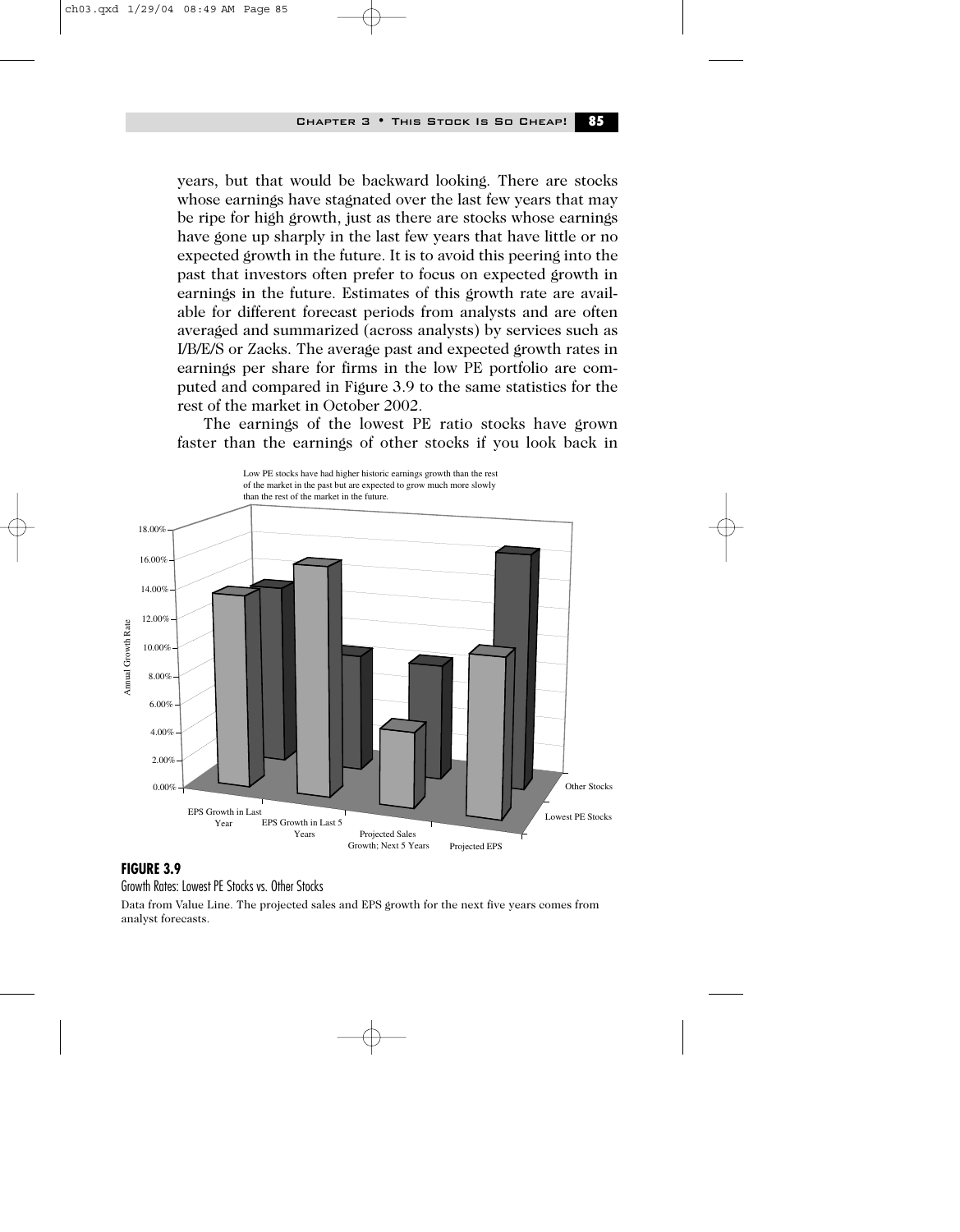years, but that would be backward looking. There are stocks whose earnings have stagnated over the last few years that may be ripe for high growth, just as there are stocks whose earnings have gone up sharply in the last few years that have little or no expected growth in the future. It is to avoid this peering into the past that investors often prefer to focus on expected growth in earnings in the future. Estimates of this growth rate are available for different forecast periods from analysts and are often averaged and summarized (across analysts) by services such as I/B/E/S or Zacks. The average past and expected growth rates in earnings per share for firms in the low PE portfolio are computed and compared in Figure 3.9 to the same statistics for the rest of the market in October 2002.

The earnings of the lowest PE ratio stocks have grown faster than the earnings of other stocks if you look back in

Low PE stocks have had higher historic earnings growth than the rest of the market in the past but are expected to grow much more slowly than the rest of the market in the future.

**FIGURE 3.9**

Growth Rates: Lowest PE Stocks vs. Other Stocks

Data from Value Line. The projected sales and EPS growth for the next five years comes from analyst forecasts.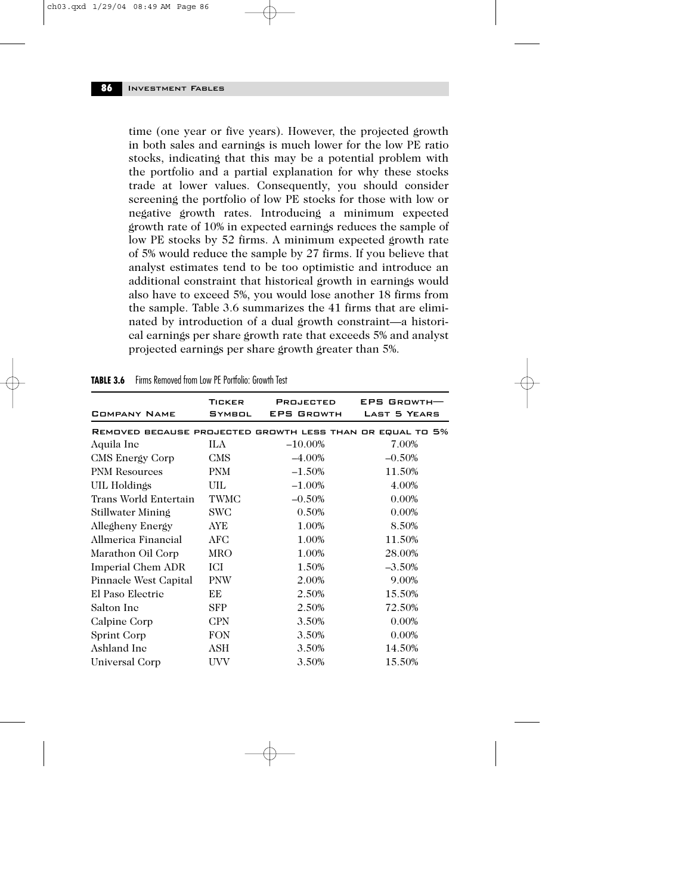time (one year or five years). However, the projected growth in both sales and earnings is much lower for the low PE ratio stocks, indicating that this may be a potential problem with the portfolio and a partial explanation for why these stocks trade at lower values. Consequently, you should consider screening the portfolio of low PE stocks for those with low or negative growth rates. Introducing a minimum expected growth rate of 10% in expected earnings reduces the sample of low PE stocks by 52 firms. A minimum expected growth rate of 5% would reduce the sample by 27 firms. If you believe that analyst estimates tend to be too optimistic and introduce an additional constraint that historical growth in earnings would also have to exceed 5%, you would lose another 18 firms from the sample. Table 3.6 summarizes the 41 firms that are eliminated by introduction of a dual growth constraint—a historical earnings per share growth rate that exceeds 5% and analyst projected earnings per share growth greater than 5%.

**TABLE 3.6** Firms Removed from Low PE Portfolio: Growth Test

| Company Name | Ticker Symbol | Projected EPS Growth | EPS Growth—Last 5 Years |
|---|---|---|---|
| **Removed because projected growth less than or equal to 5%** | | | |
| Aquila Inc | ILA | –10.00% | 7.00% |
| CMS Energy Corp | CMS | –4.00% | –0.50% |
| PNM Resources | PNM | –1.50% | 11.50% |
| UIL Holdings | UIL | –1.00% | 4.00% |
| Trans World Entertain | TWMC | –0.50% | 0.00% |
| Stillwater Mining | SWC | 0.50% | 0.00% |
| Allegheny Energy | AYE | 1.00% | 8.50% |
| Allmerica Financial | AFC | 1.00% | 11.50% |
| Marathon Oil Corp | MRO | 1.00% | 28.00% |
| Imperial Chem ADR | ICI | 1.50% | –3.50% |
| Pinnacle West Capital | PNW | 2.00% | 9.00% |
| El Paso Electric | EE | 2.50% | 15.50% |
| Salton Inc | SFP | 2.50% | 72.50% |
| Calpine Corp | CPN | 3.50% | 0.00% |
| Sprint Corp | FON | 3.50% | 0.00% |
| Ashland Inc | ASH | 3.50% | 14.50% |
| Universal Corp | UVV | 3.50% | 15.50% |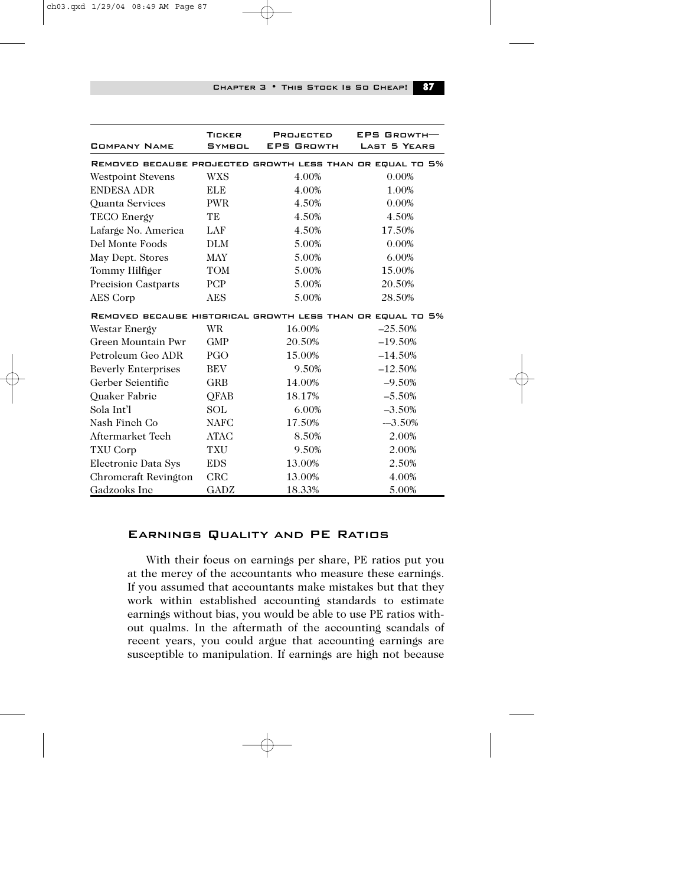| Company Name | Ticker Symbol | Projected EPS Growth | EPS Growth—Last 5 Years |
|---|---|---|---|
| **Removed because projected growth less than or equal to 5%** | | | |
| Westpoint Stevens | WXS | 4.00% | 0.00% |
| ENDESA ADR | ELE | 4.00% | 1.00% |
| Quanta Services | PWR | 4.50% | 0.00% |
| TECO Energy | TE | 4.50% | 4.50% |
| Lafarge No. America | LAF | 4.50% | 17.50% |
| Del Monte Foods | DLM | 5.00% | 0.00% |
| May Dept. Stores | MAY | 5.00% | 6.00% |
| Tommy Hilfiger | TOM | 5.00% | 15.00% |
| Precision Castparts | PCP | 5.00% | 20.50% |
| AES Corp | AES | 5.00% | 28.50% |
| **Removed because historical growth less than or equal to 5%** | | | |
| Westar Energy | WR | 16.00% | –25.50% |
| Green Mountain Pwr | GMP | 20.50% | –19.50% |
| Petroleum Geo ADR | PGO | 15.00% | –14.50% |
| Beverly Enterprises | BEV | 9.50% | –12.50% |
| Gerber Scientific | GRB | 14.00% | –9.50% |
| Quaker Fabric | QFAB | 18.17% | –5.50% |
| Sola Int'l | SOL | 6.00% | –3.50% |
| Nash Finch Co | NAFC | 17.50% | -–3.50% |
| Aftermarket Tech | ATAC | 8.50% | 2.00% |
| TXU Corp | TXU | 9.50% | 2.00% |
| Electronic Data Sys | EDS | 13.00% | 2.50% |
| Chromcraft Revington | CRC | 13.00% | 4.00% |
| Gadzooks Inc | GADZ | 18.33% | 5.00% |

## Earnings Quality and PE Ratios

With their focus on earnings per share, PE ratios put you at the mercy of the accountants who measure these earnings. If you assumed that accountants make mistakes but that they work within established accounting standards to estimate earnings without bias, you would be able to use PE ratios without qualms. In the aftermath of the accounting scandals of recent years, you could argue that accounting earnings are susceptible to manipulation. If earnings are high not because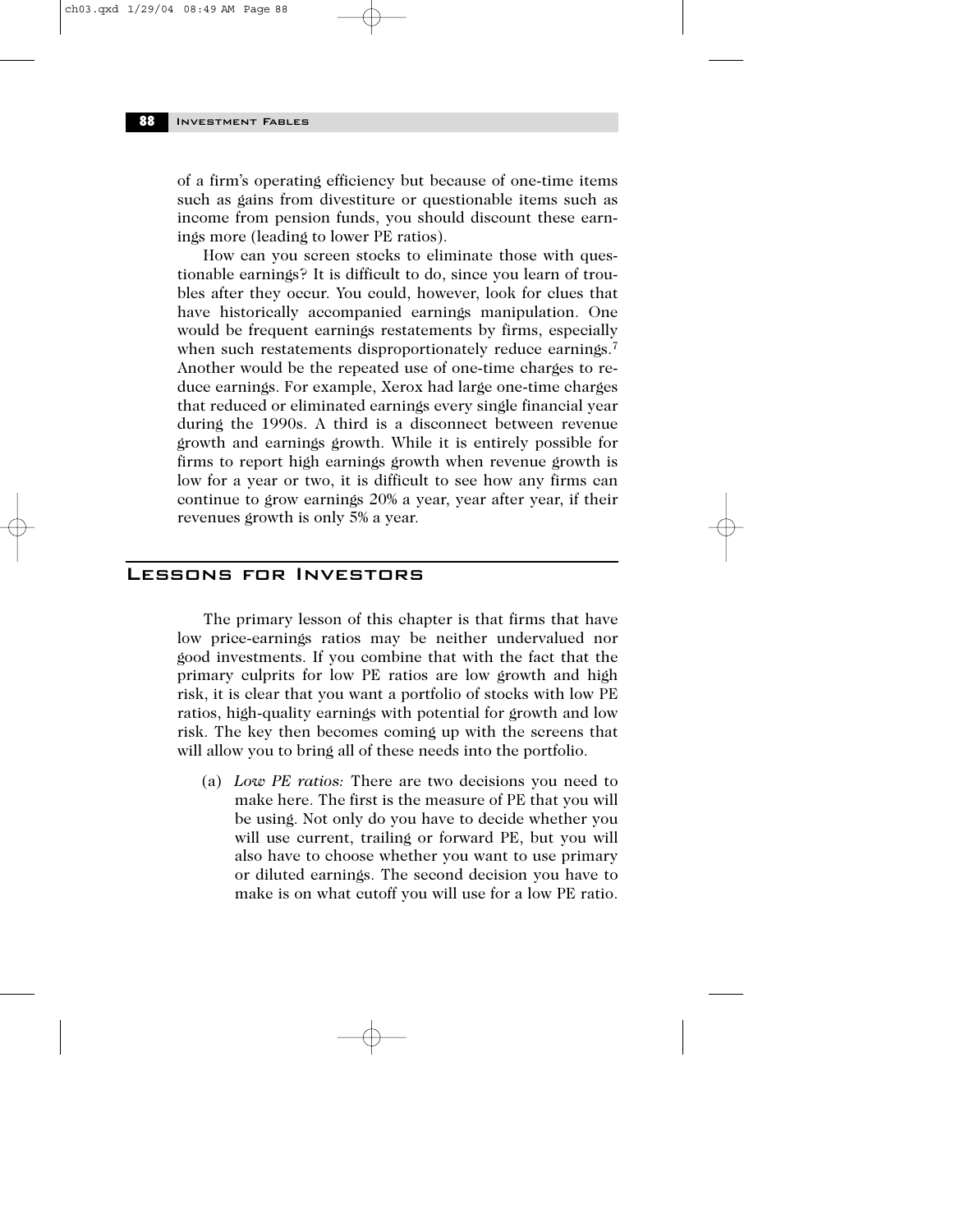of a firm's operating efficiency but because of one-time items such as gains from divestiture or questionable items such as income from pension funds, you should discount these earnings more (leading to lower PE ratios).

How can you screen stocks to eliminate those with questionable earnings? It is difficult to do, since you learn of troubles after they occur. You could, however, look for clues that have historically accompanied earnings manipulation. One would be frequent earnings restatements by firms, especially when such restatements disproportionately reduce earnings.[7] Another would be the repeated use of one-time charges to reduce earnings. For example, Xerox had large one-time charges that reduced or eliminated earnings every single financial year during the 1990s. A third is a disconnect between revenue growth and earnings growth. While it is entirely possible for firms to report high earnings growth when revenue growth is low for a year or two, it is difficult to see how any firms can continue to grow earnings 20% a year, year after year, if their revenues growth is only 5% a year.

## Lessons for Investors

The primary lesson of this chapter is that firms that have low price-earnings ratios may be neither undervalued nor good investments. If you combine that with the fact that the primary culprits for low PE ratios are low growth and high risk, it is clear that you want a portfolio of stocks with low PE ratios, high-quality earnings with potential for growth and low risk. The key then becomes coming up with the screens that will allow you to bring all of these needs into the portfolio.

(a) *Low PE ratios:* There are two decisions you need to make here. The first is the measure of PE that you will be using. Not only do you have to decide whether you will use current, trailing or forward PE, but you will also have to choose whether you want to use primary or diluted earnings. The second decision you have to make is on what cutoff you will use for a low PE ratio.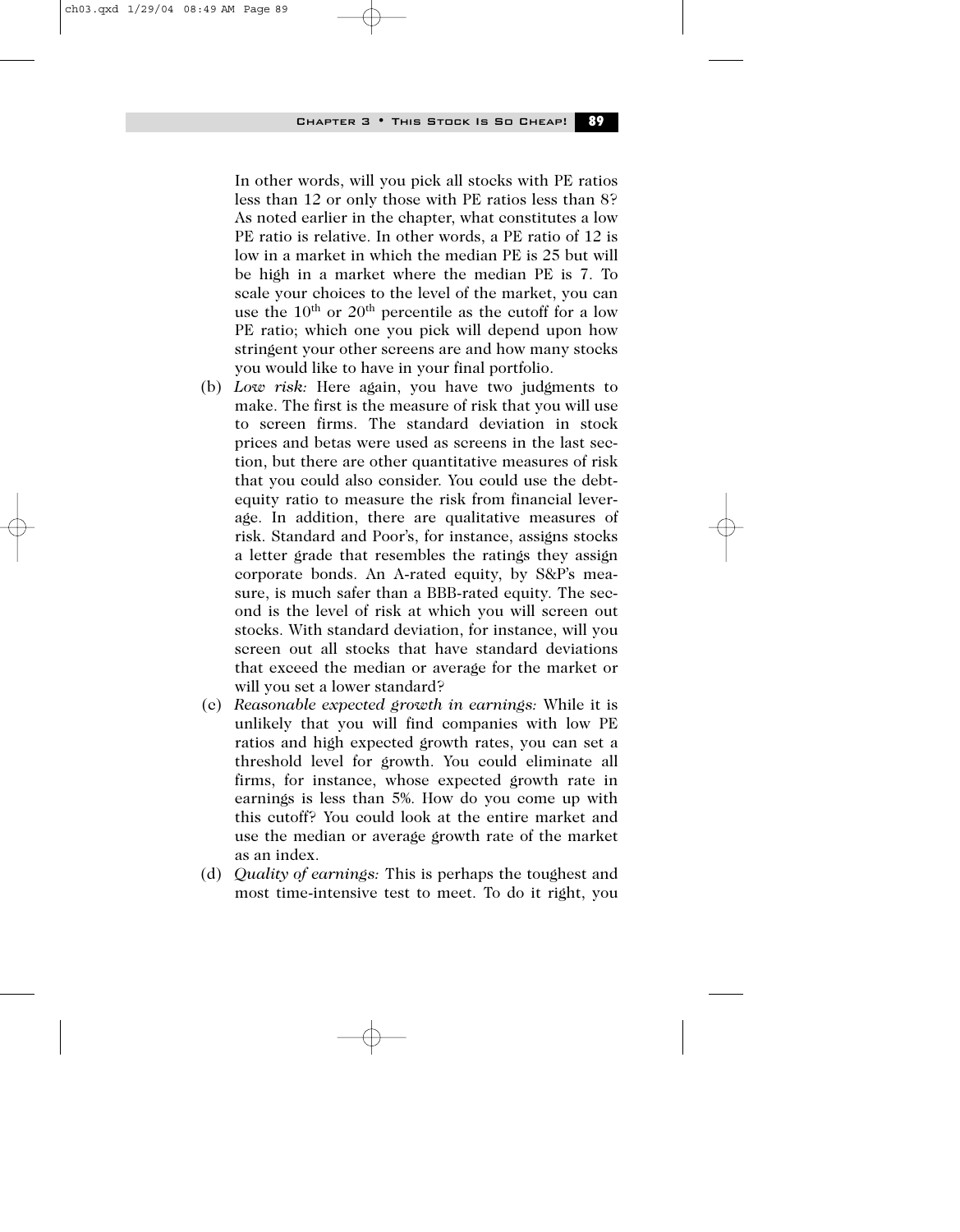In other words, will you pick all stocks with PE ratios less than 12 or only those with PE ratios less than 8? As noted earlier in the chapter, what constitutes a low PE ratio is relative. In other words, a PE ratio of 12 is low in a market in which the median PE is 25 but will be high in a market where the median PE is 7. To scale your choices to the level of the market, you can use the $10^{th}$ or $20^{th}$ percentile as the cutoff for a low PE ratio; which one you pick will depend upon how stringent your other screens are and how many stocks you would like to have in your final portfolio.

(b) *Low risk:* Here again, you have two judgments to make. The first is the measure of risk that you will use to screen firms. The standard deviation in stock prices and betas were used as screens in the last section, but there are other quantitative measures of risk that you could also consider. You could use the debt-equity ratio to measure the risk from financial leverage. In addition, there are qualitative measures of risk. Standard and Poor's, for instance, assigns stocks a letter grade that resembles the ratings they assign corporate bonds. An A-rated equity, by S&P's measure, is much safer than a BBB-rated equity. The second is the level of risk at which you will screen out stocks. With standard deviation, for instance, will you screen out all stocks that have standard deviations that exceed the median or average for the market or will you set a lower standard?

(c) *Reasonable expected growth in earnings:* While it is unlikely that you will find companies with low PE ratios and high expected growth rates, you can set a threshold level for growth. You could eliminate all firms, for instance, whose expected growth rate in earnings is less than 5%. How do you come up with this cutoff? You could look at the entire market and use the median or average growth rate of the market as an index.

(d) *Quality of earnings:* This is perhaps the toughest and most time-intensive test to meet. To do it right, you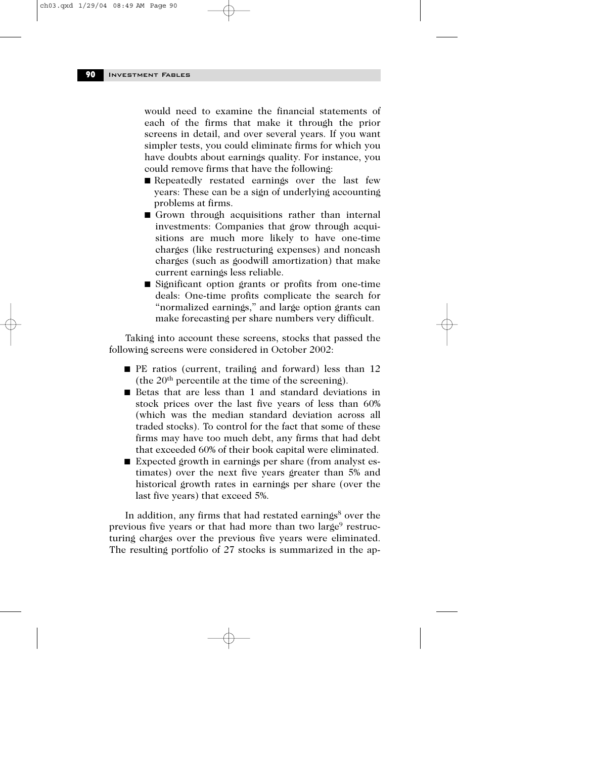would need to examine the financial statements of each of the firms that make it through the prior screens in detail, and over several years. If you want simpler tests, you could eliminate firms for which you have doubts about earnings quality. For instance, you could remove firms that have the following:

- Repeatedly restated earnings over the last few years: These can be a sign of underlying accounting problems at firms.
- Grown through acquisitions rather than internal investments: Companies that grow through acquisitions are much more likely to have one-time charges (like restructuring expenses) and noncash charges (such as goodwill amortization) that make current earnings less reliable.
- Significant option grants or profits from one-time deals: One-time profits complicate the search for "normalized earnings," and large option grants can make forecasting per share numbers very difficult.

Taking into account these screens, stocks that passed the following screens were considered in October 2002:

- PE ratios (current, trailing and forward) less than 12 (the 20th percentile at the time of the screening).
- Betas that are less than 1 and standard deviations in stock prices over the last five years of less than 60% (which was the median standard deviation across all traded stocks). To control for the fact that some of these firms may have too much debt, any firms that had debt that exceeded 60% of their book capital were eliminated.
- Expected growth in earnings per share (from analyst estimates) over the next five years greater than 5% and historical growth rates in earnings per share (over the last five years) that exceed 5%.

In addition, any firms that had restated earnings[8] over the previous five years or that had more than two large[9] restructuring charges over the previous five years were eliminated. The resulting portfolio of 27 stocks is summarized in the ap-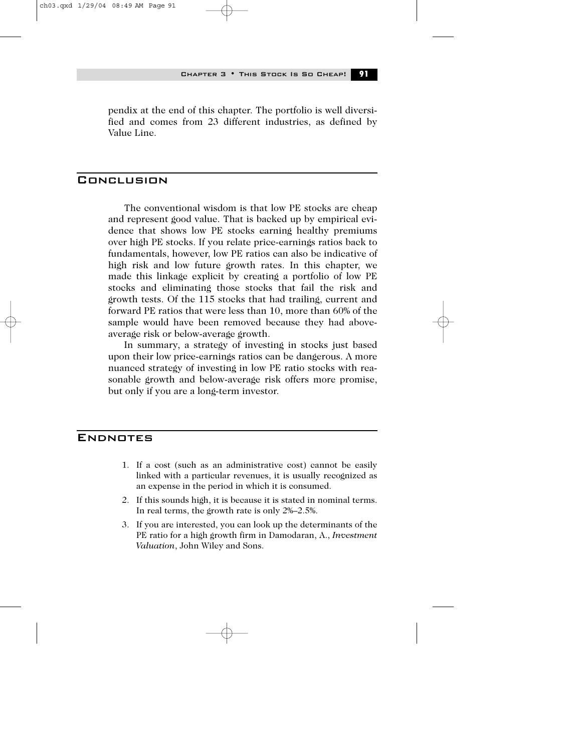pendix at the end of this chapter. The portfolio is well diversified and comes from 23 different industries, as defined by Value Line.

## Conclusion

The conventional wisdom is that low PE stocks are cheap and represent good value. That is backed up by empirical evidence that shows low PE stocks earning healthy premiums over high PE stocks. If you relate price-earnings ratios back to fundamentals, however, low PE ratios can also be indicative of high risk and low future growth rates. In this chapter, we made this linkage explicit by creating a portfolio of low PE stocks and eliminating those stocks that fail the risk and growth tests. Of the 115 stocks that had trailing, current and forward PE ratios that were less than 10, more than 60% of the sample would have been removed because they had above-average risk or below-average growth.

In summary, a strategy of investing in stocks just based upon their low price-earnings ratios can be dangerous. A more nuanced strategy of investing in low PE ratio stocks with reasonable growth and below-average risk offers more promise, but only if you are a long-term investor.

## Endnotes

1. If a cost (such as an administrative cost) cannot be easily linked with a particular revenues, it is usually recognized as an expense in the period in which it is consumed.
2. If this sounds high, it is because it is stated in nominal terms. In real terms, the growth rate is only 2%–2.5%.
3. If you are interested, you can look up the determinants of the PE ratio for a high growth firm in Damodaran, A., *Investment Valuation*, John Wiley and Sons.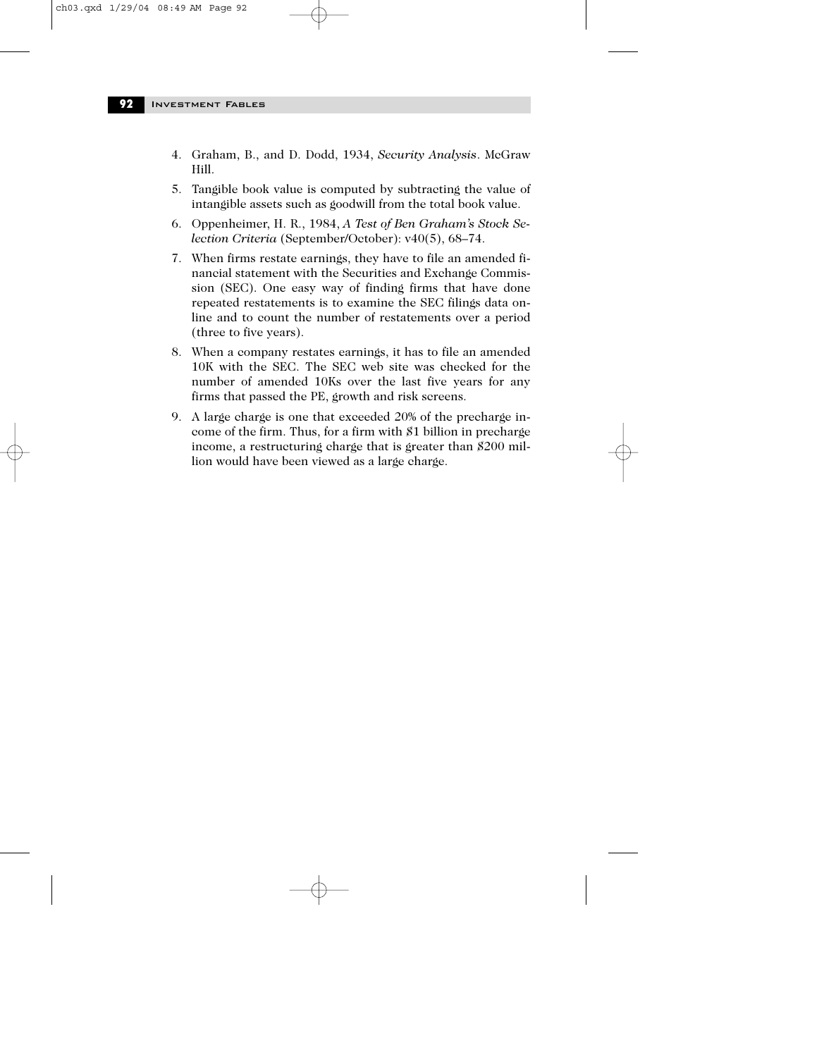4. Graham, B., and D. Dodd, 1934, *Security Analysis*. McGraw Hill.
5. Tangible book value is computed by subtracting the value of intangible assets such as goodwill from the total book value.
6. Oppenheimer, H. R., 1984, *A Test of Ben Graham's Stock Selection Criteria* (September/October): v40(5), 68–74.
7. When firms restate earnings, they have to file an amended financial statement with the Securities and Exchange Commission (SEC). One easy way of finding firms that have done repeated restatements is to examine the SEC filings data online and to count the number of restatements over a period (three to five years).
8. When a company restates earnings, it has to file an amended 10K with the SEC. The SEC web site was checked for the number of amended 10Ks over the last five years for any firms that passed the PE, growth and risk screens.
9. A large charge is one that exceeded 20% of the precharge income of the firm. Thus, for a firm with $1 billion in precharge income, a restructuring charge that is greater than $200 million would have been viewed as a large charge.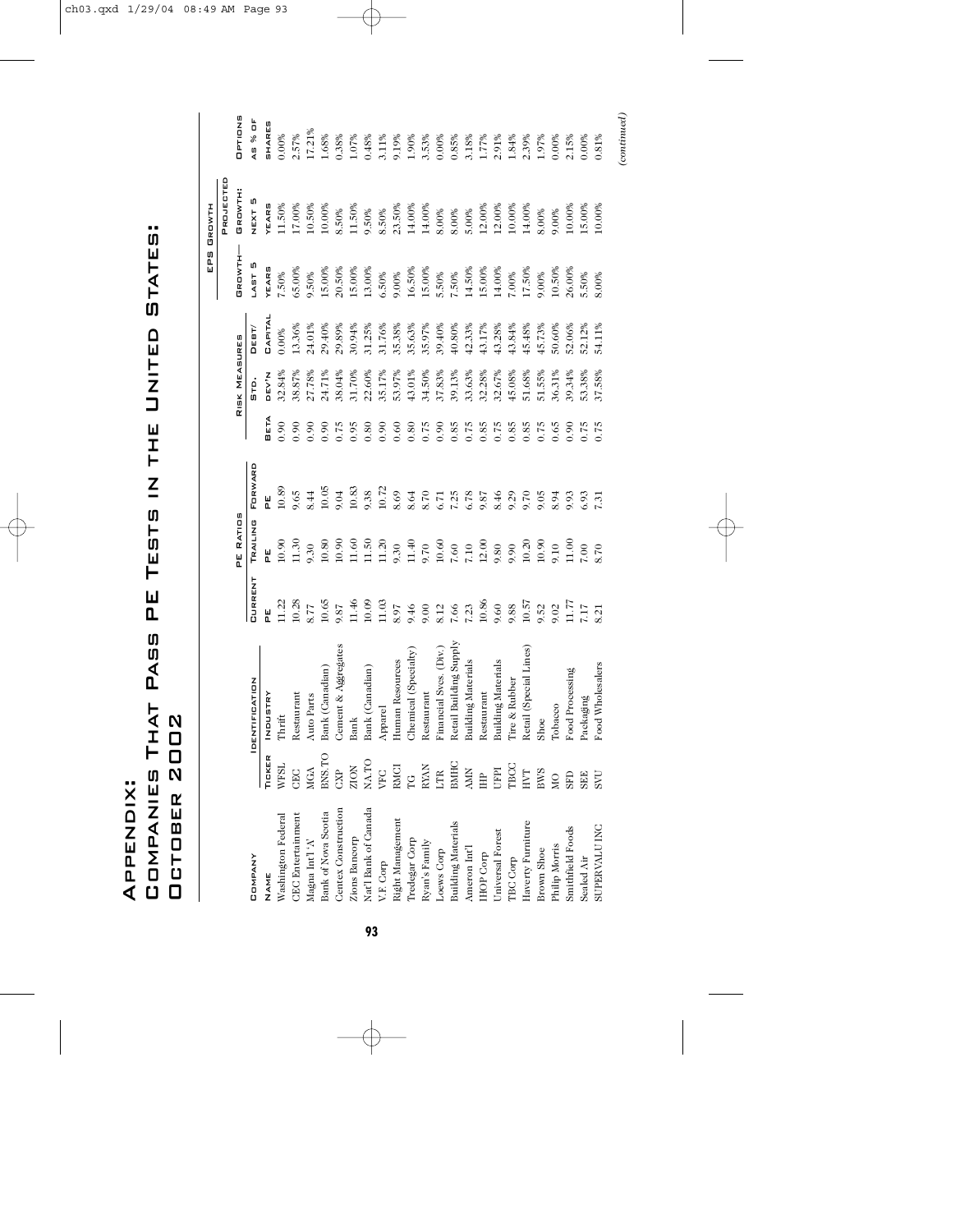# Appendix: Companies That Pass PE Tests in the United States: October 2002

| Company | Identification | | PE Ratios | | | Risk Measures | | | EPS Growth | | Options |
|---|---|---|---|---|---|---|---|---|---|---|---|
| | | | | | | | | | Growth— | Projected Growth: | |
| Name | Ticker | Industry | Current PE | Trailing PE | Forward PE | Beta | Std. Dev'n | Debt/ Capital | Last 5 Years | Next 5 Years | As % of Shares |
| Washington Federal | WFSL | Thrift | 11.22 | 10.90 | 10.89 | 0.90 | 32.84% | 0.00% | 7.50% | 11.50% | 0.00% |
| CEC Entertainment | CEC | Restaurant | 10.28 | 11.30 | 9.65 | 0.90 | 38.87% | 13.36% | 65.00% | 17.00% | 2.57% |
| Magna Int'l 'A' | MGA | Auto Parts | 8.77 | 9.30 | 8.44 | 0.90 | 27.78% | 24.01% | 9.50% | 10.50% | 17.21% |
| Bank of Nova Scotia | BNS.TO | Bank (Canadian) | 10.65 | 10.80 | 10.05 | 0.90 | 24.71% | 29.40% | 15.00% | 10.00% | 1.68% |
| Centex Construction | CXP | Cement & Aggregates | 9.87 | 10.90 | 9.04 | 0.75 | 38.04% | 29.89% | 20.50% | 8.50% | 0.38% |
| Zions Bancorp | ZION | Bank | 11.46 | 11.60 | 10.83 | 0.95 | 31.70% | 30.94% | 15.00% | 11.50% | 1.07% |
| Nat'l Bank of Canada | NA.TO | Bank (Canadian) | 10.09 | 11.50 | 9.38 | 0.80 | 22.60% | 31.25% | 13.00% | 9.50% | 0.48% |
| V.F. Corp | VFC | Apparel | 11.03 | 11.20 | 10.72 | 0.90 | 35.17% | 31.76% | 6.50% | 8.50% | 3.11% |
| Right Management | RMCI | Human Resources | 8.97 | 9.30 | 8.69 | 0.60 | 53.97% | 35.38% | 9.00% | 23.50% | 9.19% |
| Tredegar Corp | TG | Chemical (Specialty) | 9.46 | 11.40 | 8.64 | 0.80 | 43.01% | 35.63% | 16.50% | 14.00% | 1.90% |
| Ryan's Family | RYAN | Restaurant | 9.00 | 9.70 | 8.70 | 0.75 | 34.50% | 35.97% | 15.00% | 14.00% | 3.53% |
| Loews Corp | LTR | Financial Svcs. (Div.) | 8.12 | 10.60 | 6.71 | 0.90 | 37.83% | 39.40% | 5.50% | 8.00% | 0.00% |
| Building Materials | BMHC | Retail Building Supply | 7.66 | 7.60 | 7.25 | 0.85 | 39.13% | 40.80% | 7.50% | 8.00% | 0.85% |
| Ameron Int'l | AMN | Building Materials | 7.23 | 7.10 | 6.78 | 0.75 | 33.63% | 42.33% | 14.50% | 5.00% | 3.18% |
| IHOP Corp | IHP | Restaurant | 10.86 | 12.00 | 9.87 | 0.85 | 32.28% | 43.17% | 15.00% | 12.00% | 1.77% |
| Universal Forest | UFPI | Building Materials | 9.60 | 9.80 | 8.46 | 0.75 | 32.67% | 43.28% | 14.00% | 12.00% | 2.91% |
| TBC Corp | TBCC | Tire & Rubber | 9.88 | 9.90 | 9.29 | 0.85 | 45.08% | 43.84% | 7.00% | 10.00% | 1.84% |
| Haverty Furniture | HVT | Retail (Special Lines) | 10.57 | 10.20 | 9.70 | 0.85 | 51.68% | 45.48% | 17.50% | 14.00% | 2.39% |
| Brown Shoe | BWS | Shoe | 9.52 | 10.90 | 9.05 | 0.75 | 51.55% | 45.73% | 9.00% | 8.00% | 1.97% |
| Philip Morris | MO | Tobacco | 9.02 | 9.10 | 8.94 | 0.65 | 36.31% | 50.60% | 10.50% | 9.00% | 0.00% |
| Smithfield Foods | SFD | Food Processing | 11.77 | 11.00 | 9.93 | 0.90 | 39.34% | 52.06% | 26.00% | 10.00% | 2.15% |
| Sealed Air | SEE | Packaging | 7.17 | 7.00 | 6.93 | 0.75 | 53.38% | 52.12% | 5.50% | 15.00% | 0.00% |
| SUPERVALU INC | SVU | Food Wholesalers | 8.21 | 8.70 | 7.31 | 0.75 | 37.58% | 54.11% | 8.00% | 10.00% | 0.81% |

*(continued)*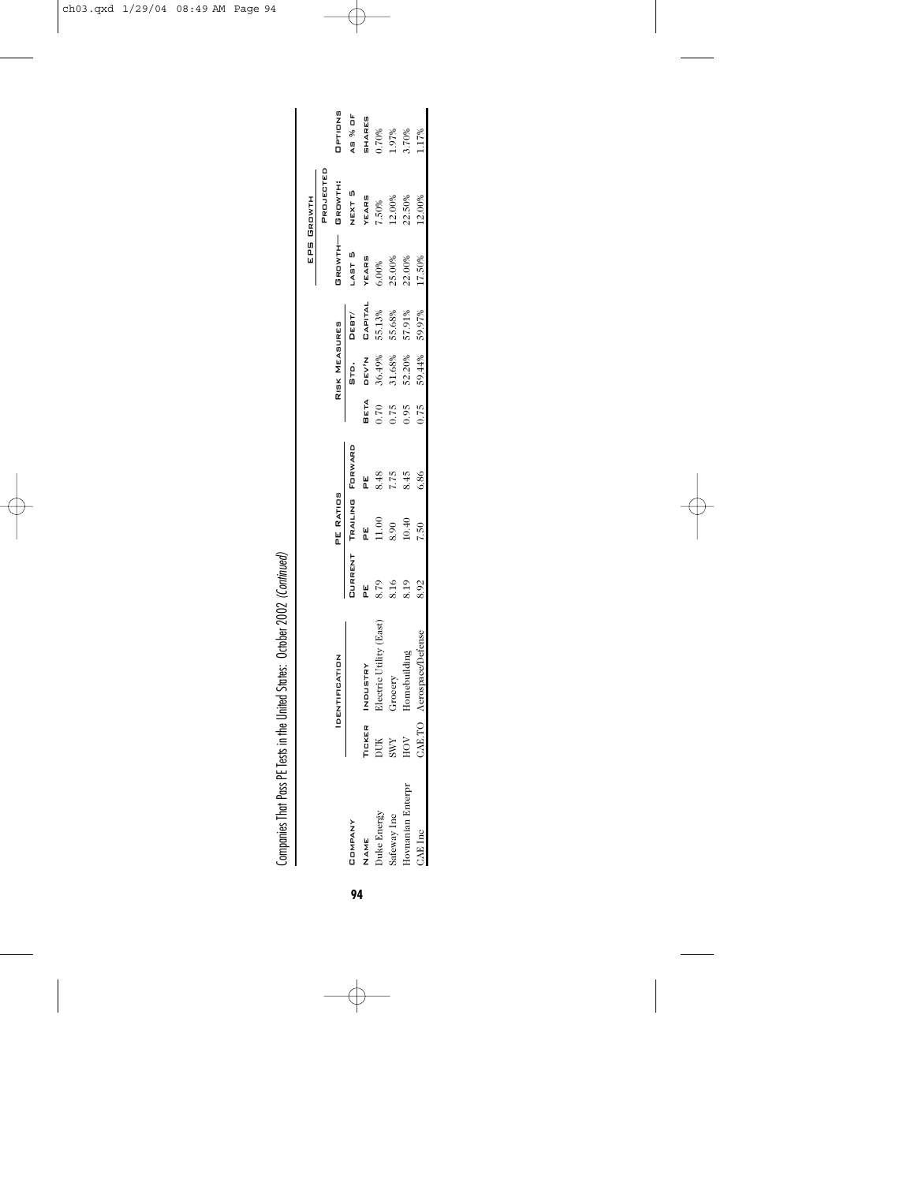Companies That Pass PE Tests in the United States: October 2002 *(Continued)*

| Identification | | | PE Ratios | | | Risk Measures | | | EPS Growth | | |
|---|---|---|---|---|---|---|---|---|---|---|---|
| Company Name | Ticker | Industry | Current PE | Trailing PE | Forward PE | Beta | Std. Dev'n | Debt/ Capital | Growth—Last 5 Years | Projected Growth: Next 5 Years | Options as % of Shares |
| Duke Energy | DUK | Electric Utility (East) | 8.79 | 11.00 | 8.48 | 0.70 | 36.49% | 55.13% | 6.00% | 7.50% | 0.70% |
| Safeway Inc | SWY | Grocery | 8.16 | 8.90 | 7.75 | 0.75 | 31.68% | 55.68% | 25.00% | 12.00% | 1.97% |
| Hovnanian Enterpr | HOV | Homebuilding | 8.19 | 10.40 | 8.45 | 0.95 | 52.20% | 57.91% | 22.00% | 22.50% | 3.70% |
| CAE Inc | CAE.TO | Aerospace/Defense | 8.92 | 7.50 | 6.86 | 0.75 | 59.44% | 59.97% | 17.50% | 12.00% | 1.17% |